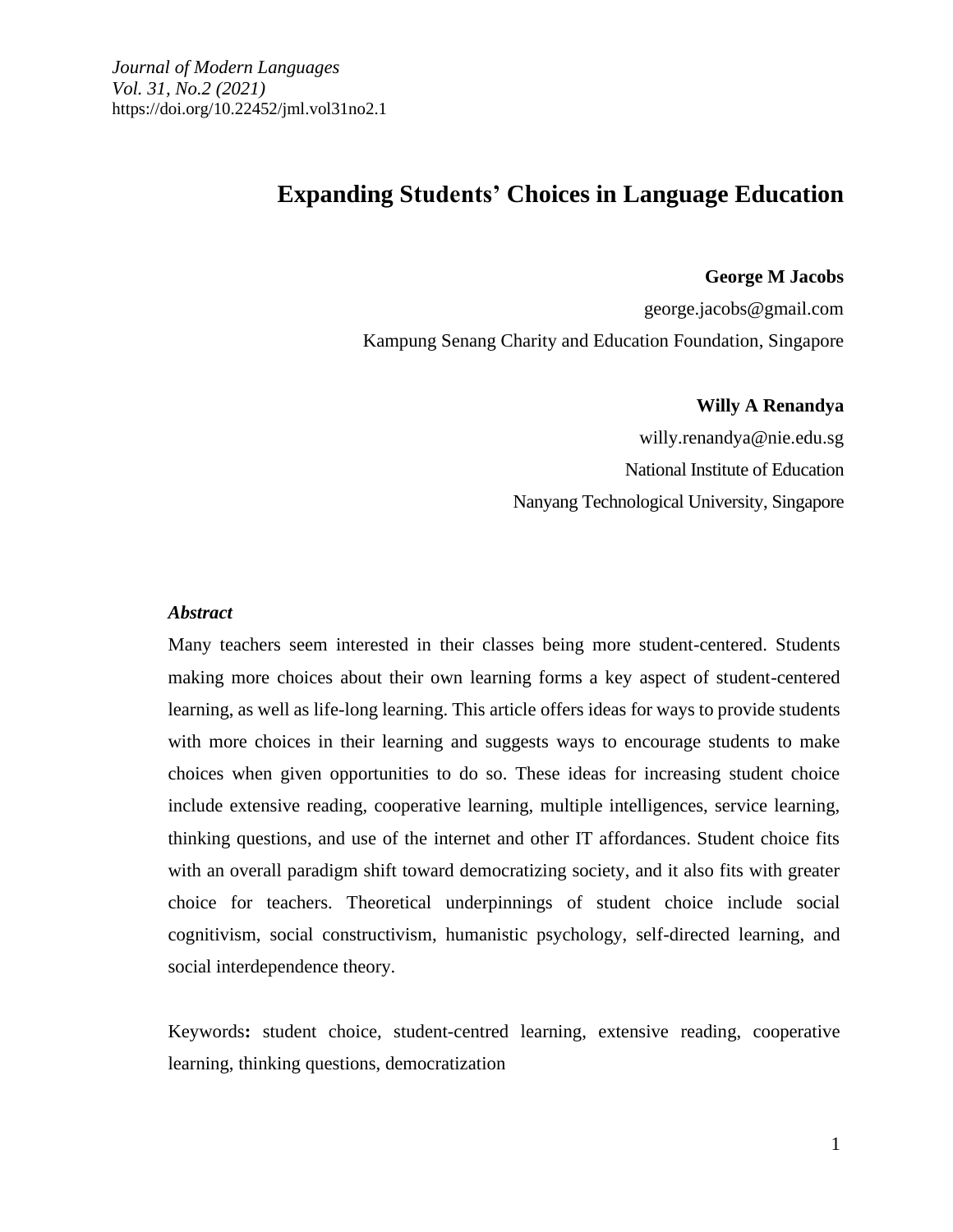Journal of Modern Languages
Vol. 31, No.2 (2021)
https://doi.org/10.22452/jml.vol31no2.1

# Expanding Students' Choices in Language Education

**George M Jacobs**
george.jacobs@gmail.com
Kampung Senang Charity and Education Foundation, Singapore

**Willy A Renandya**
willy.renandya@nie.edu.sg
National Institute of Education
Nanyang Technological University, Singapore

***Abstract***

Many teachers seem interested in their classes being more student-centered. Students making more choices about their own learning forms a key aspect of student-centered learning, as well as life-long learning. This article offers ideas for ways to provide students with more choices in their learning and suggests ways to encourage students to make choices when given opportunities to do so. These ideas for increasing student choice include extensive reading, cooperative learning, multiple intelligences, service learning, thinking questions, and use of the internet and other IT affordances. Student choice fits with an overall paradigm shift toward democratizing society, and it also fits with greater choice for teachers. Theoretical underpinnings of student choice include social cognitivism, social constructivism, humanistic psychology, self-directed learning, and social interdependence theory.

Keywords**:** student choice, student-centred learning, extensive reading, cooperative learning, thinking questions, democratization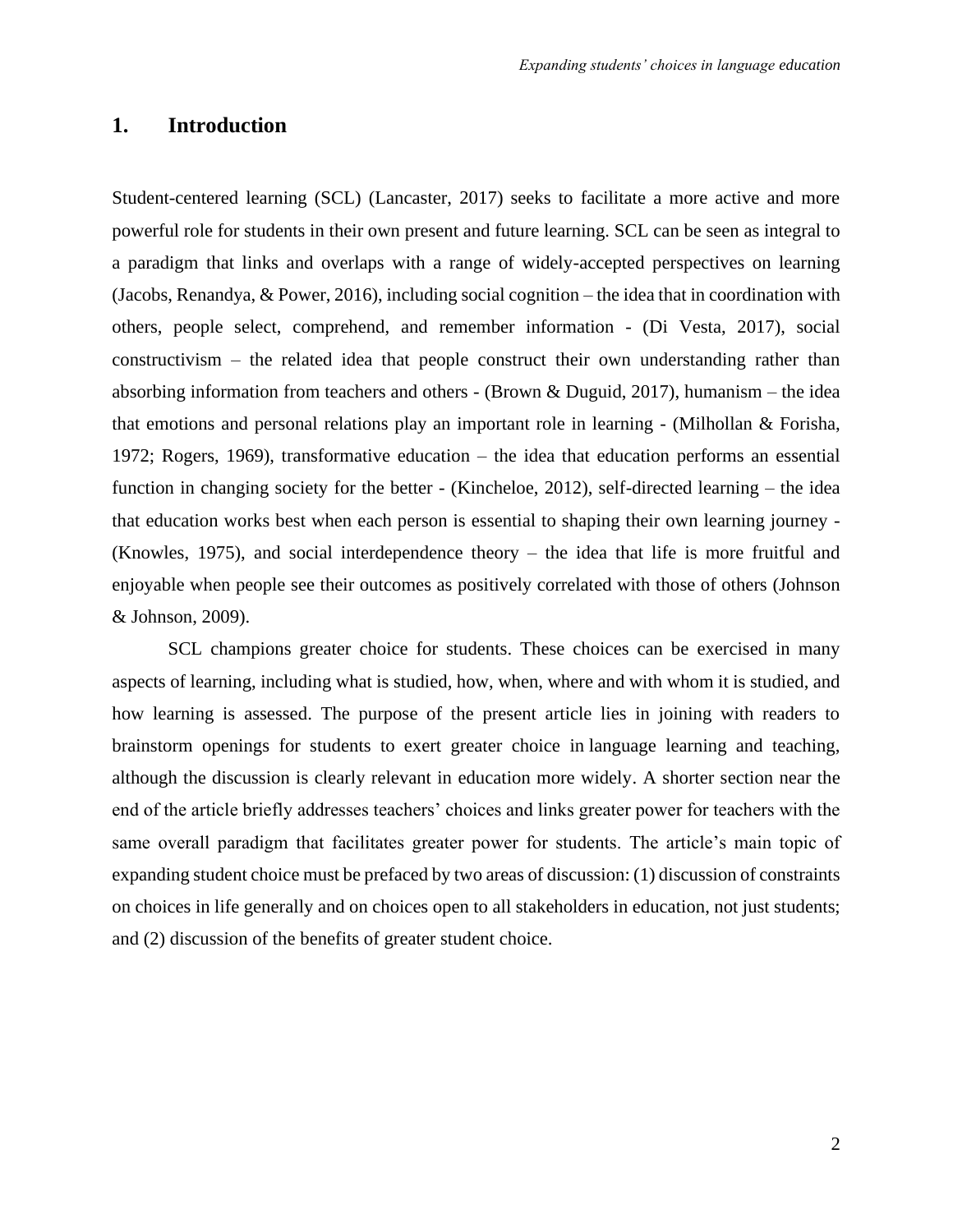## 1. Introduction

Student-centered learning (SCL) (Lancaster, 2017) seeks to facilitate a more active and more powerful role for students in their own present and future learning. SCL can be seen as integral to a paradigm that links and overlaps with a range of widely-accepted perspectives on learning (Jacobs, Renandya, & Power, 2016), including social cognition – the idea that in coordination with others, people select, comprehend, and remember information - (Di Vesta, 2017), social constructivism – the related idea that people construct their own understanding rather than absorbing information from teachers and others - (Brown & Duguid, 2017), humanism – the idea that emotions and personal relations play an important role in learning - (Milhollan & Forisha, 1972; Rogers, 1969), transformative education – the idea that education performs an essential function in changing society for the better - (Kincheloe, 2012), self-directed learning – the idea that education works best when each person is essential to shaping their own learning journey - (Knowles, 1975), and social interdependence theory – the idea that life is more fruitful and enjoyable when people see their outcomes as positively correlated with those of others (Johnson & Johnson, 2009).

SCL champions greater choice for students. These choices can be exercised in many aspects of learning, including what is studied, how, when, where and with whom it is studied, and how learning is assessed. The purpose of the present article lies in joining with readers to brainstorm openings for students to exert greater choice in language learning and teaching, although the discussion is clearly relevant in education more widely. A shorter section near the end of the article briefly addresses teachers' choices and links greater power for teachers with the same overall paradigm that facilitates greater power for students. The article's main topic of expanding student choice must be prefaced by two areas of discussion: (1) discussion of constraints on choices in life generally and on choices open to all stakeholders in education, not just students; and (2) discussion of the benefits of greater student choice.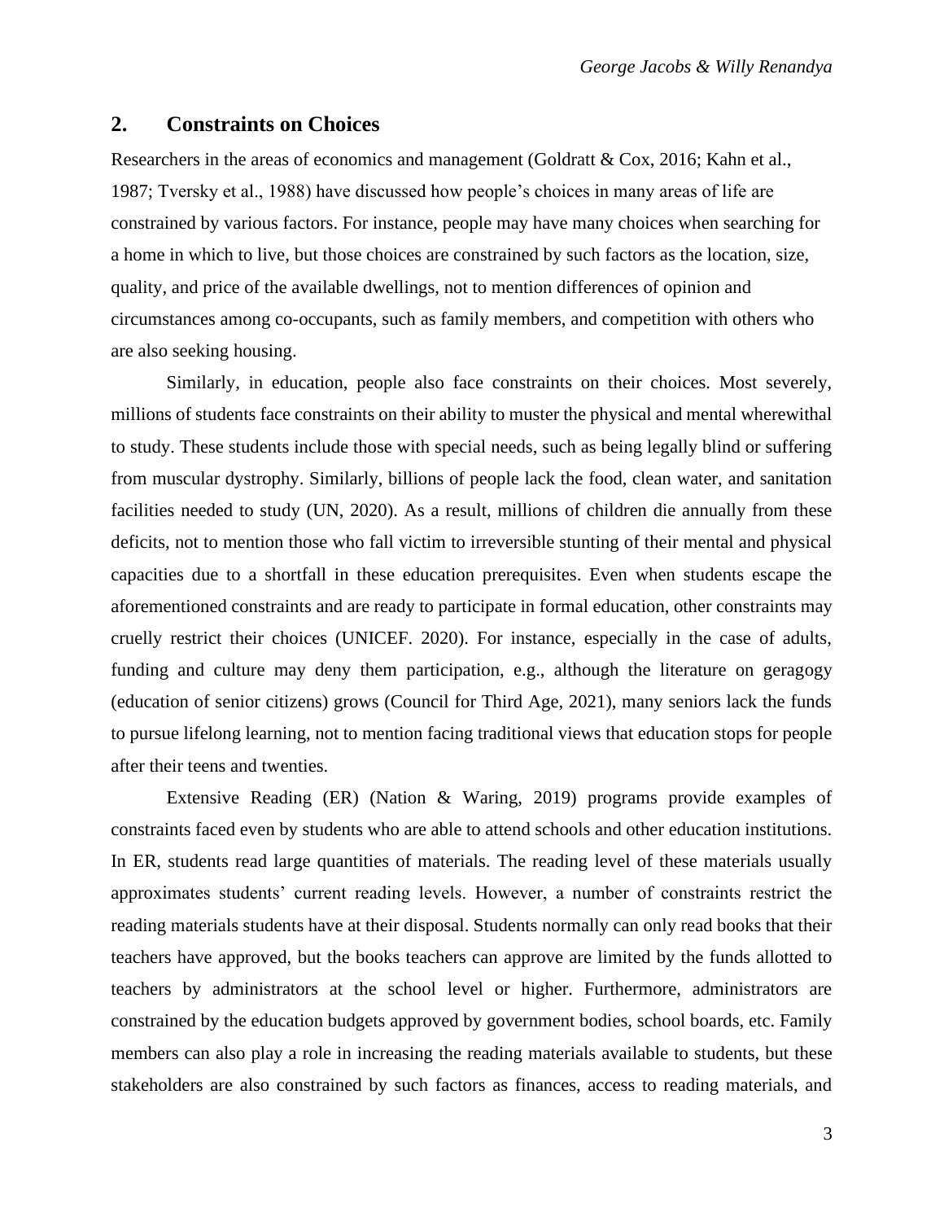## 2. Constraints on Choices

Researchers in the areas of economics and management (Goldratt & Cox, 2016; Kahn et al., 1987; Tversky et al., 1988) have discussed how people's choices in many areas of life are constrained by various factors. For instance, people may have many choices when searching for a home in which to live, but those choices are constrained by such factors as the location, size, quality, and price of the available dwellings, not to mention differences of opinion and circumstances among co-occupants, such as family members, and competition with others who are also seeking housing.

Similarly, in education, people also face constraints on their choices. Most severely, millions of students face constraints on their ability to muster the physical and mental wherewithal to study. These students include those with special needs, such as being legally blind or suffering from muscular dystrophy. Similarly, billions of people lack the food, clean water, and sanitation facilities needed to study (UN, 2020). As a result, millions of children die annually from these deficits, not to mention those who fall victim to irreversible stunting of their mental and physical capacities due to a shortfall in these education prerequisites. Even when students escape the aforementioned constraints and are ready to participate in formal education, other constraints may cruelly restrict their choices (UNICEF. 2020). For instance, especially in the case of adults, funding and culture may deny them participation, e.g., although the literature on geragogy (education of senior citizens) grows (Council for Third Age, 2021), many seniors lack the funds to pursue lifelong learning, not to mention facing traditional views that education stops for people after their teens and twenties.

Extensive Reading (ER) (Nation & Waring, 2019) programs provide examples of constraints faced even by students who are able to attend schools and other education institutions. In ER, students read large quantities of materials. The reading level of these materials usually approximates students' current reading levels. However, a number of constraints restrict the reading materials students have at their disposal. Students normally can only read books that their teachers have approved, but the books teachers can approve are limited by the funds allotted to teachers by administrators at the school level or higher. Furthermore, administrators are constrained by the education budgets approved by government bodies, school boards, etc. Family members can also play a role in increasing the reading materials available to students, but these stakeholders are also constrained by such factors as finances, access to reading materials, and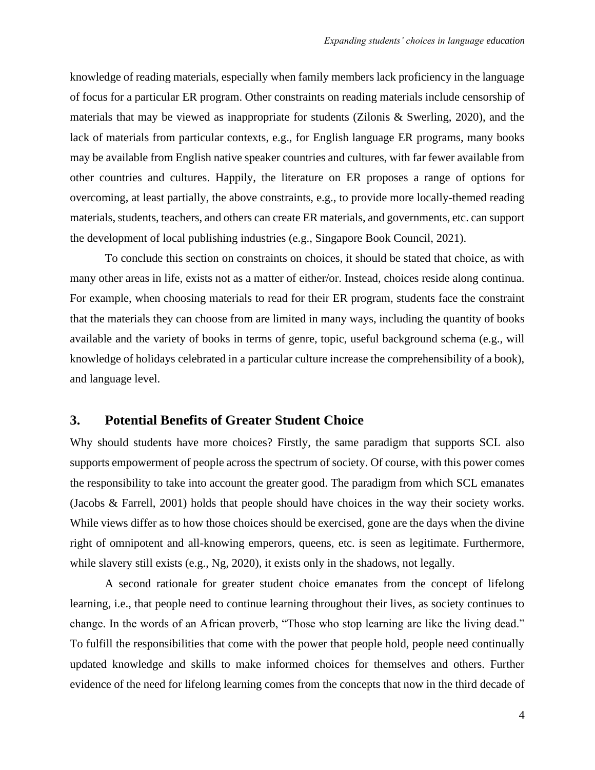knowledge of reading materials, especially when family members lack proficiency in the language of focus for a particular ER program. Other constraints on reading materials include censorship of materials that may be viewed as inappropriate for students (Zilonis & Swerling, 2020), and the lack of materials from particular contexts, e.g., for English language ER programs, many books may be available from English native speaker countries and cultures, with far fewer available from other countries and cultures. Happily, the literature on ER proposes a range of options for overcoming, at least partially, the above constraints, e.g., to provide more locally-themed reading materials, students, teachers, and others can create ER materials, and governments, etc. can support the development of local publishing industries (e.g., Singapore Book Council, 2021).

To conclude this section on constraints on choices, it should be stated that choice, as with many other areas in life, exists not as a matter of either/or. Instead, choices reside along continua. For example, when choosing materials to read for their ER program, students face the constraint that the materials they can choose from are limited in many ways, including the quantity of books available and the variety of books in terms of genre, topic, useful background schema (e.g., will knowledge of holidays celebrated in a particular culture increase the comprehensibility of a book), and language level.

## 3. Potential Benefits of Greater Student Choice

Why should students have more choices? Firstly, the same paradigm that supports SCL also supports empowerment of people across the spectrum of society. Of course, with this power comes the responsibility to take into account the greater good. The paradigm from which SCL emanates (Jacobs & Farrell, 2001) holds that people should have choices in the way their society works. While views differ as to how those choices should be exercised, gone are the days when the divine right of omnipotent and all-knowing emperors, queens, etc. is seen as legitimate. Furthermore, while slavery still exists (e.g., Ng, 2020), it exists only in the shadows, not legally.

A second rationale for greater student choice emanates from the concept of lifelong learning, i.e., that people need to continue learning throughout their lives, as society continues to change. In the words of an African proverb, "Those who stop learning are like the living dead." To fulfill the responsibilities that come with the power that people hold, people need continually updated knowledge and skills to make informed choices for themselves and others. Further evidence of the need for lifelong learning comes from the concepts that now in the third decade of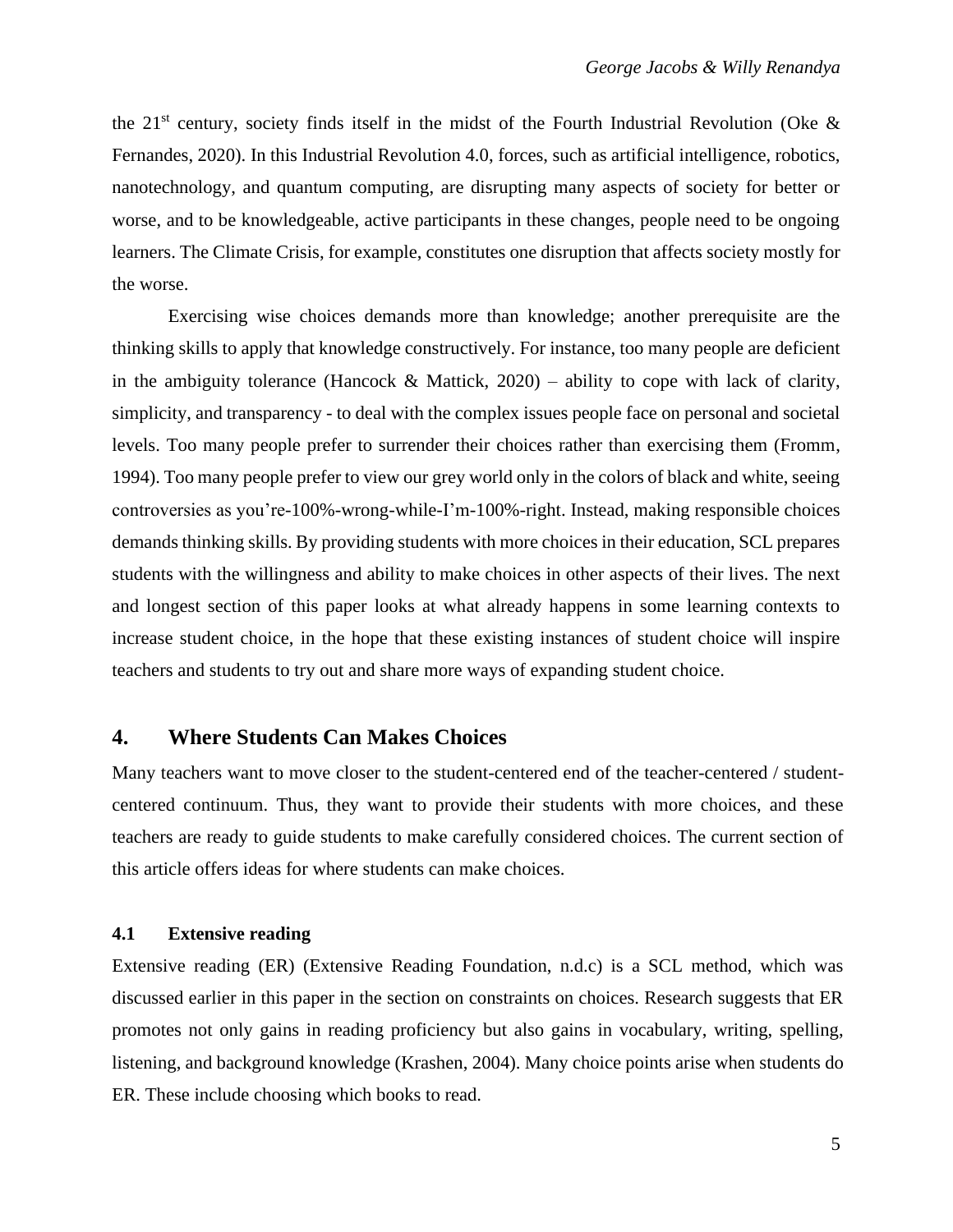the 21st century, society finds itself in the midst of the Fourth Industrial Revolution (Oke & Fernandes, 2020). In this Industrial Revolution 4.0, forces, such as artificial intelligence, robotics, nanotechnology, and quantum computing, are disrupting many aspects of society for better or worse, and to be knowledgeable, active participants in these changes, people need to be ongoing learners. The Climate Crisis, for example, constitutes one disruption that affects society mostly for the worse.

Exercising wise choices demands more than knowledge; another prerequisite are the thinking skills to apply that knowledge constructively. For instance, too many people are deficient in the ambiguity tolerance (Hancock & Mattick, 2020) – ability to cope with lack of clarity, simplicity, and transparency - to deal with the complex issues people face on personal and societal levels. Too many people prefer to surrender their choices rather than exercising them (Fromm, 1994). Too many people prefer to view our grey world only in the colors of black and white, seeing controversies as you're-100%-wrong-while-I'm-100%-right. Instead, making responsible choices demands thinking skills. By providing students with more choices in their education, SCL prepares students with the willingness and ability to make choices in other aspects of their lives. The next and longest section of this paper looks at what already happens in some learning contexts to increase student choice, in the hope that these existing instances of student choice will inspire teachers and students to try out and share more ways of expanding student choice.

## 4. Where Students Can Makes Choices

Many teachers want to move closer to the student-centered end of the teacher-centered / student-centered continuum. Thus, they want to provide their students with more choices, and these teachers are ready to guide students to make carefully considered choices. The current section of this article offers ideas for where students can make choices.

### 4.1 Extensive reading

Extensive reading (ER) (Extensive Reading Foundation, n.d.c) is a SCL method, which was discussed earlier in this paper in the section on constraints on choices. Research suggests that ER promotes not only gains in reading proficiency but also gains in vocabulary, writing, spelling, listening, and background knowledge (Krashen, 2004). Many choice points arise when students do ER. These include choosing which books to read.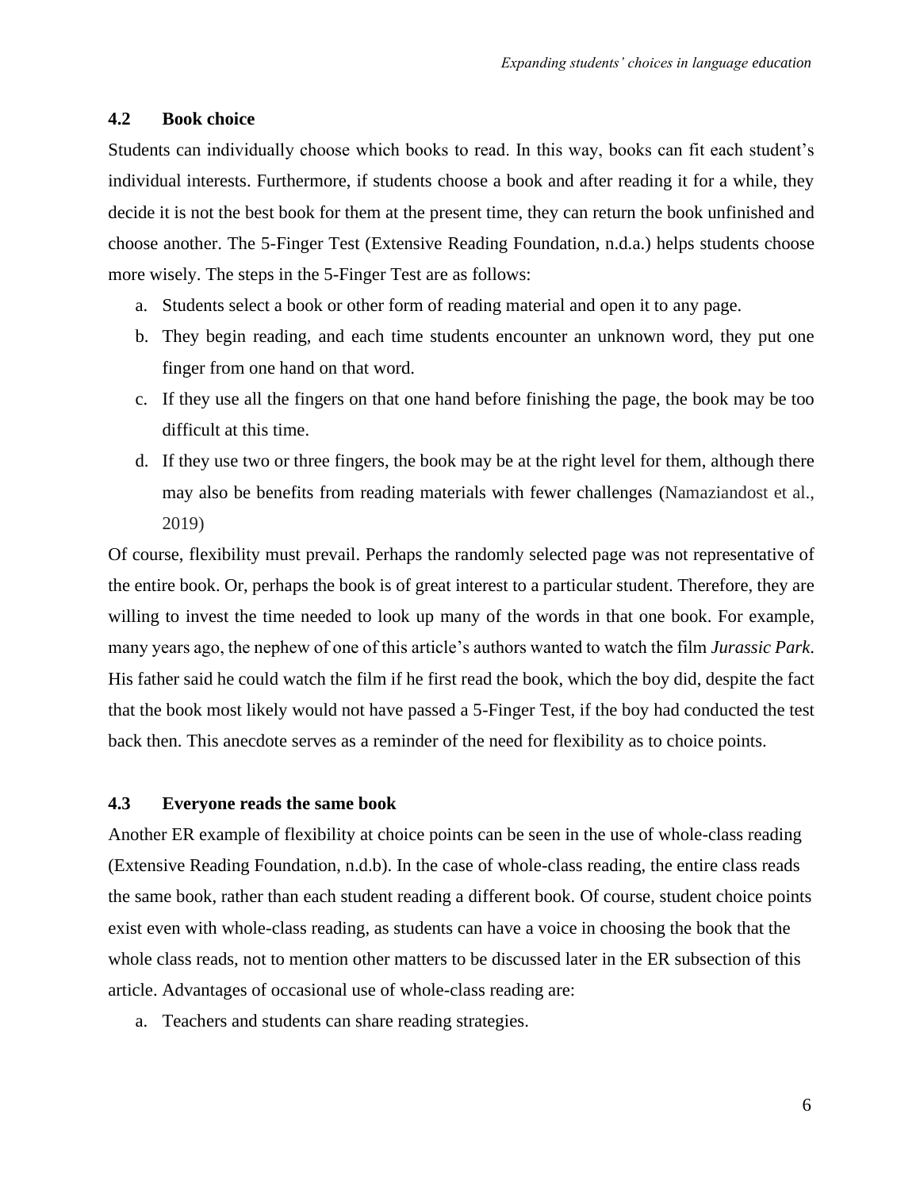### 4.2 Book choice

Students can individually choose which books to read. In this way, books can fit each student's individual interests. Furthermore, if students choose a book and after reading it for a while, they decide it is not the best book for them at the present time, they can return the book unfinished and choose another. The 5-Finger Test (Extensive Reading Foundation, n.d.a.) helps students choose more wisely. The steps in the 5-Finger Test are as follows:

a. Students select a book or other form of reading material and open it to any page.
b. They begin reading, and each time students encounter an unknown word, they put one finger from one hand on that word.
c. If they use all the fingers on that one hand before finishing the page, the book may be too difficult at this time.
d. If they use two or three fingers, the book may be at the right level for them, although there may also be benefits from reading materials with fewer challenges (Namaziandost et al., 2019)

Of course, flexibility must prevail. Perhaps the randomly selected page was not representative of the entire book. Or, perhaps the book is of great interest to a particular student. Therefore, they are willing to invest the time needed to look up many of the words in that one book. For example, many years ago, the nephew of one of this article's authors wanted to watch the film *Jurassic Park*. His father said he could watch the film if he first read the book, which the boy did, despite the fact that the book most likely would not have passed a 5-Finger Test, if the boy had conducted the test back then. This anecdote serves as a reminder of the need for flexibility as to choice points.

### 4.3 Everyone reads the same book

Another ER example of flexibility at choice points can be seen in the use of whole-class reading (Extensive Reading Foundation, n.d.b). In the case of whole-class reading, the entire class reads the same book, rather than each student reading a different book. Of course, student choice points exist even with whole-class reading, as students can have a voice in choosing the book that the whole class reads, not to mention other matters to be discussed later in the ER subsection of this article. Advantages of occasional use of whole-class reading are:

a. Teachers and students can share reading strategies.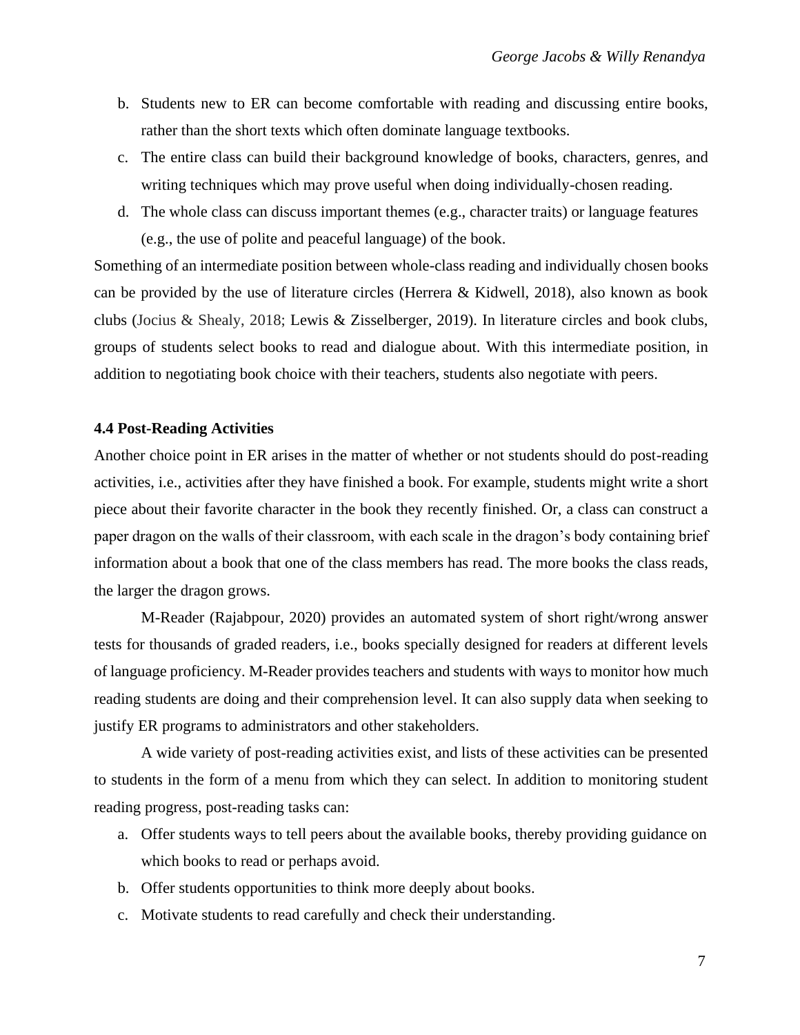b. Students new to ER can become comfortable with reading and discussing entire books, rather than the short texts which often dominate language textbooks.
c. The entire class can build their background knowledge of books, characters, genres, and writing techniques which may prove useful when doing individually-chosen reading.
d. The whole class can discuss important themes (e.g., character traits) or language features (e.g., the use of polite and peaceful language) of the book.

Something of an intermediate position between whole-class reading and individually chosen books can be provided by the use of literature circles (Herrera & Kidwell, 2018), also known as book clubs (Jocius & Shealy, 2018; Lewis & Zisselberger, 2019). In literature circles and book clubs, groups of students select books to read and dialogue about. With this intermediate position, in addition to negotiating book choice with their teachers, students also negotiate with peers.

**4.4 Post-Reading Activities**

Another choice point in ER arises in the matter of whether or not students should do post-reading activities, i.e., activities after they have finished a book. For example, students might write a short piece about their favorite character in the book they recently finished. Or, a class can construct a paper dragon on the walls of their classroom, with each scale in the dragon's body containing brief information about a book that one of the class members has read. The more books the class reads, the larger the dragon grows.

M-Reader (Rajabpour, 2020) provides an automated system of short right/wrong answer tests for thousands of graded readers, i.e., books specially designed for readers at different levels of language proficiency. M-Reader provides teachers and students with ways to monitor how much reading students are doing and their comprehension level. It can also supply data when seeking to justify ER programs to administrators and other stakeholders.

A wide variety of post-reading activities exist, and lists of these activities can be presented to students in the form of a menu from which they can select. In addition to monitoring student reading progress, post-reading tasks can:

a. Offer students ways to tell peers about the available books, thereby providing guidance on which books to read or perhaps avoid.
b. Offer students opportunities to think more deeply about books.
c. Motivate students to read carefully and check their understanding.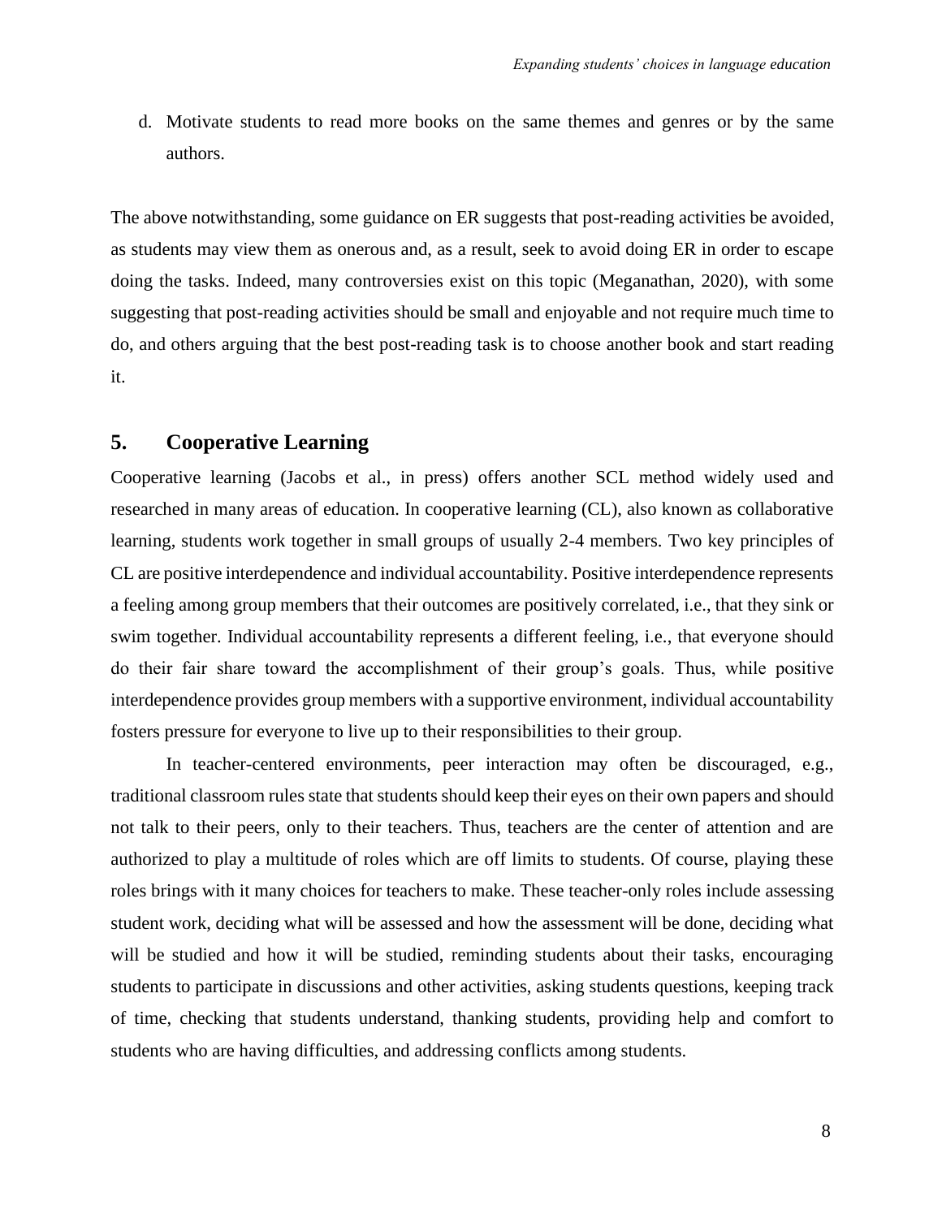d. Motivate students to read more books on the same themes and genres or by the same authors.

The above notwithstanding, some guidance on ER suggests that post-reading activities be avoided, as students may view them as onerous and, as a result, seek to avoid doing ER in order to escape doing the tasks. Indeed, many controversies exist on this topic (Meganathan, 2020), with some suggesting that post-reading activities should be small and enjoyable and not require much time to do, and others arguing that the best post-reading task is to choose another book and start reading it.

## 5. Cooperative Learning

Cooperative learning (Jacobs et al., in press) offers another SCL method widely used and researched in many areas of education. In cooperative learning (CL), also known as collaborative learning, students work together in small groups of usually 2-4 members. Two key principles of CL are positive interdependence and individual accountability. Positive interdependence represents a feeling among group members that their outcomes are positively correlated, i.e., that they sink or swim together. Individual accountability represents a different feeling, i.e., that everyone should do their fair share toward the accomplishment of their group's goals. Thus, while positive interdependence provides group members with a supportive environment, individual accountability fosters pressure for everyone to live up to their responsibilities to their group.

In teacher-centered environments, peer interaction may often be discouraged, e.g., traditional classroom rules state that students should keep their eyes on their own papers and should not talk to their peers, only to their teachers. Thus, teachers are the center of attention and are authorized to play a multitude of roles which are off limits to students. Of course, playing these roles brings with it many choices for teachers to make. These teacher-only roles include assessing student work, deciding what will be assessed and how the assessment will be done, deciding what will be studied and how it will be studied, reminding students about their tasks, encouraging students to participate in discussions and other activities, asking students questions, keeping track of time, checking that students understand, thanking students, providing help and comfort to students who are having difficulties, and addressing conflicts among students.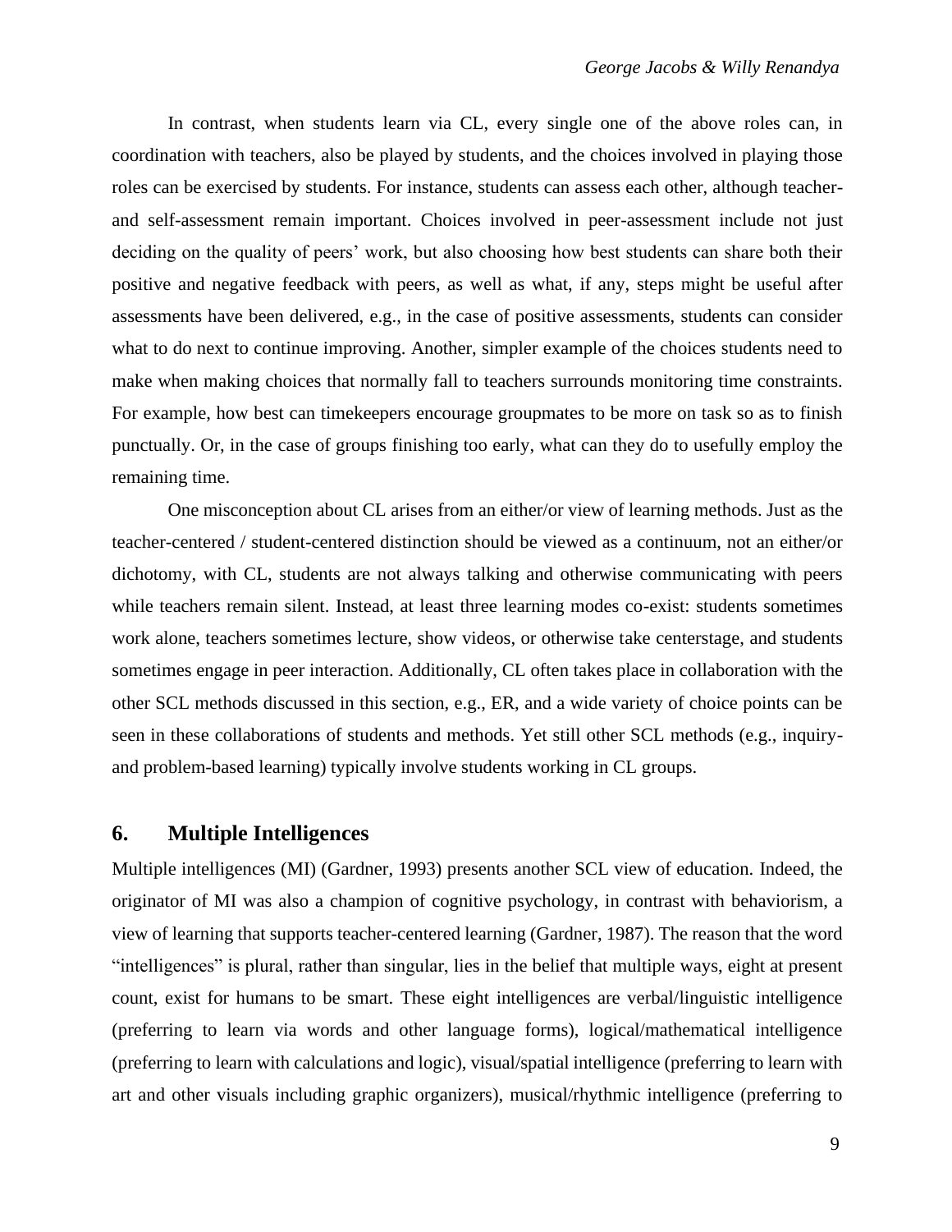In contrast, when students learn via CL, every single one of the above roles can, in coordination with teachers, also be played by students, and the choices involved in playing those roles can be exercised by students. For instance, students can assess each other, although teacher- and self-assessment remain important. Choices involved in peer-assessment include not just deciding on the quality of peers' work, but also choosing how best students can share both their positive and negative feedback with peers, as well as what, if any, steps might be useful after assessments have been delivered, e.g., in the case of positive assessments, students can consider what to do next to continue improving. Another, simpler example of the choices students need to make when making choices that normally fall to teachers surrounds monitoring time constraints. For example, how best can timekeepers encourage groupmates to be more on task so as to finish punctually. Or, in the case of groups finishing too early, what can they do to usefully employ the remaining time.

One misconception about CL arises from an either/or view of learning methods. Just as the teacher-centered / student-centered distinction should be viewed as a continuum, not an either/or dichotomy, with CL, students are not always talking and otherwise communicating with peers while teachers remain silent. Instead, at least three learning modes co-exist: students sometimes work alone, teachers sometimes lecture, show videos, or otherwise take centerstage, and students sometimes engage in peer interaction. Additionally, CL often takes place in collaboration with the other SCL methods discussed in this section, e.g., ER, and a wide variety of choice points can be seen in these collaborations of students and methods. Yet still other SCL methods (e.g., inquiry- and problem-based learning) typically involve students working in CL groups.

## 6. Multiple Intelligences

Multiple intelligences (MI) (Gardner, 1993) presents another SCL view of education. Indeed, the originator of MI was also a champion of cognitive psychology, in contrast with behaviorism, a view of learning that supports teacher-centered learning (Gardner, 1987). The reason that the word "intelligences" is plural, rather than singular, lies in the belief that multiple ways, eight at present count, exist for humans to be smart. These eight intelligences are verbal/linguistic intelligence (preferring to learn via words and other language forms), logical/mathematical intelligence (preferring to learn with calculations and logic), visual/spatial intelligence (preferring to learn with art and other visuals including graphic organizers), musical/rhythmic intelligence (preferring to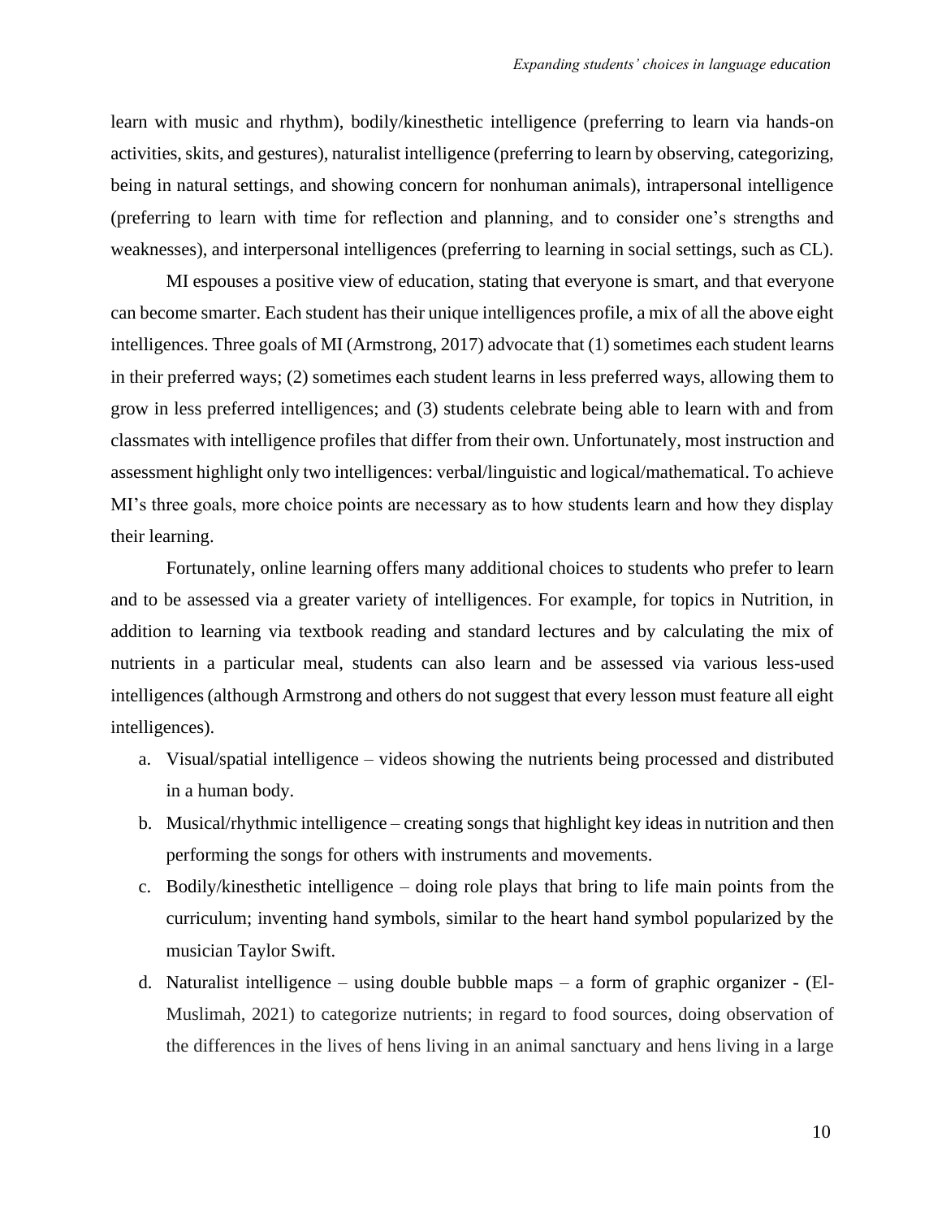learn with music and rhythm), bodily/kinesthetic intelligence (preferring to learn via hands-on activities, skits, and gestures), naturalist intelligence (preferring to learn by observing, categorizing, being in natural settings, and showing concern for nonhuman animals), intrapersonal intelligence (preferring to learn with time for reflection and planning, and to consider one's strengths and weaknesses), and interpersonal intelligences (preferring to learning in social settings, such as CL).

MI espouses a positive view of education, stating that everyone is smart, and that everyone can become smarter. Each student has their unique intelligences profile, a mix of all the above eight intelligences. Three goals of MI (Armstrong, 2017) advocate that (1) sometimes each student learns in their preferred ways; (2) sometimes each student learns in less preferred ways, allowing them to grow in less preferred intelligences; and (3) students celebrate being able to learn with and from classmates with intelligence profiles that differ from their own. Unfortunately, most instruction and assessment highlight only two intelligences: verbal/linguistic and logical/mathematical. To achieve MI's three goals, more choice points are necessary as to how students learn and how they display their learning.

Fortunately, online learning offers many additional choices to students who prefer to learn and to be assessed via a greater variety of intelligences. For example, for topics in Nutrition, in addition to learning via textbook reading and standard lectures and by calculating the mix of nutrients in a particular meal, students can also learn and be assessed via various less-used intelligences (although Armstrong and others do not suggest that every lesson must feature all eight intelligences).

a. Visual/spatial intelligence – videos showing the nutrients being processed and distributed in a human body.
b. Musical/rhythmic intelligence – creating songs that highlight key ideas in nutrition and then performing the songs for others with instruments and movements.
c. Bodily/kinesthetic intelligence – doing role plays that bring to life main points from the curriculum; inventing hand symbols, similar to the heart hand symbol popularized by the musician Taylor Swift.
d. Naturalist intelligence – using double bubble maps – a form of graphic organizer - (El-Muslimah, 2021) to categorize nutrients; in regard to food sources, doing observation of the differences in the lives of hens living in an animal sanctuary and hens living in a large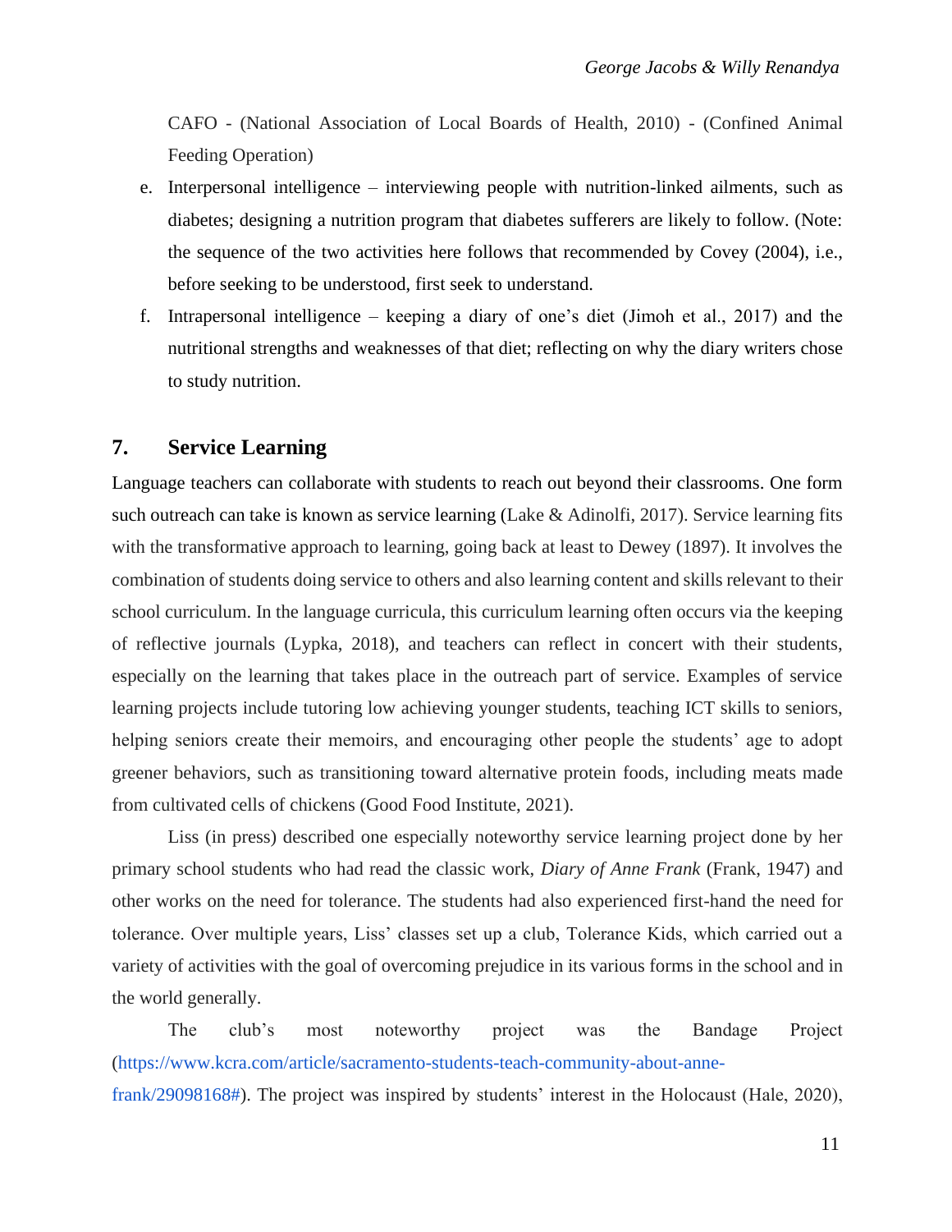CAFO - (National Association of Local Boards of Health, 2010) - (Confined Animal Feeding Operation)

e. Interpersonal intelligence – interviewing people with nutrition-linked ailments, such as diabetes; designing a nutrition program that diabetes sufferers are likely to follow. (Note: the sequence of the two activities here follows that recommended by Covey (2004), i.e., before seeking to be understood, first seek to understand.

f. Intrapersonal intelligence – keeping a diary of one's diet (Jimoh et al., 2017) and the nutritional strengths and weaknesses of that diet; reflecting on why the diary writers chose to study nutrition.

## 7. Service Learning

Language teachers can collaborate with students to reach out beyond their classrooms. One form such outreach can take is known as service learning (Lake & Adinolfi, 2017). Service learning fits with the transformative approach to learning, going back at least to Dewey (1897). It involves the combination of students doing service to others and also learning content and skills relevant to their school curriculum. In the language curricula, this curriculum learning often occurs via the keeping of reflective journals (Lypka, 2018), and teachers can reflect in concert with their students, especially on the learning that takes place in the outreach part of service. Examples of service learning projects include tutoring low achieving younger students, teaching ICT skills to seniors, helping seniors create their memoirs, and encouraging other people the students' age to adopt greener behaviors, such as transitioning toward alternative protein foods, including meats made from cultivated cells of chickens (Good Food Institute, 2021).

Liss (in press) described one especially noteworthy service learning project done by her primary school students who had read the classic work, *Diary of Anne Frank* (Frank, 1947) and other works on the need for tolerance. The students had also experienced first-hand the need for tolerance. Over multiple years, Liss' classes set up a club, Tolerance Kids, which carried out a variety of activities with the goal of overcoming prejudice in its various forms in the school and in the world generally.

The club's most noteworthy project was the Bandage Project (https://www.kcra.com/article/sacramento-students-teach-community-about-anne-frank/29098168#). The project was inspired by students' interest in the Holocaust (Hale, 2020),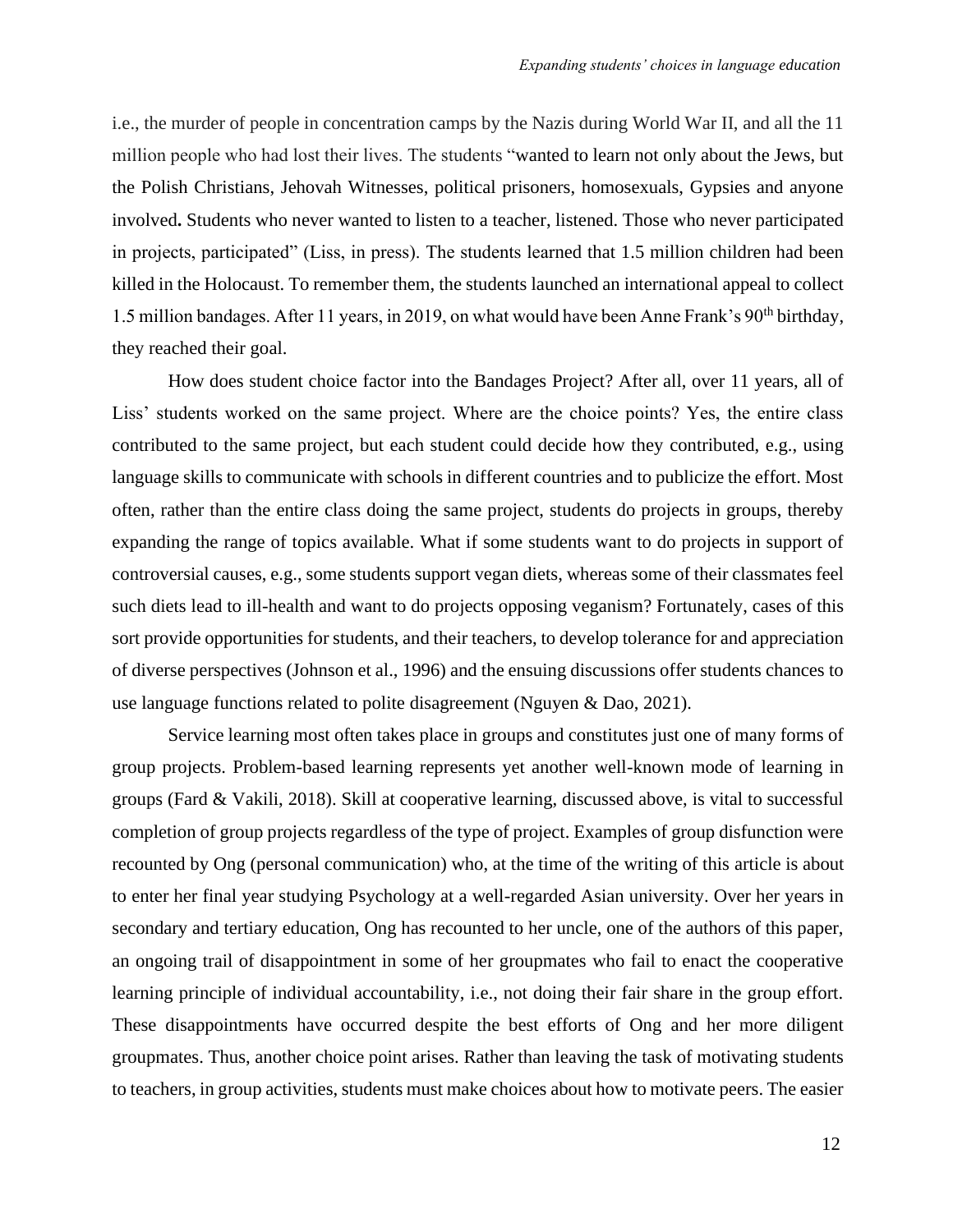i.e., the murder of people in concentration camps by the Nazis during World War II, and all the 11 million people who had lost their lives. The students "wanted to learn not only about the Jews, but the Polish Christians, Jehovah Witnesses, political prisoners, homosexuals, Gypsies and anyone involved**.** Students who never wanted to listen to a teacher, listened. Those who never participated in projects, participated" (Liss, in press). The students learned that 1.5 million children had been killed in the Holocaust. To remember them, the students launched an international appeal to collect 1.5 million bandages. After 11 years, in 2019, on what would have been Anne Frank's 90th birthday, they reached their goal.

How does student choice factor into the Bandages Project? After all, over 11 years, all of Liss' students worked on the same project. Where are the choice points? Yes, the entire class contributed to the same project, but each student could decide how they contributed, e.g., using language skills to communicate with schools in different countries and to publicize the effort. Most often, rather than the entire class doing the same project, students do projects in groups, thereby expanding the range of topics available. What if some students want to do projects in support of controversial causes, e.g., some students support vegan diets, whereas some of their classmates feel such diets lead to ill-health and want to do projects opposing veganism? Fortunately, cases of this sort provide opportunities for students, and their teachers, to develop tolerance for and appreciation of diverse perspectives (Johnson et al., 1996) and the ensuing discussions offer students chances to use language functions related to polite disagreement (Nguyen & Dao, 2021).

Service learning most often takes place in groups and constitutes just one of many forms of group projects. Problem-based learning represents yet another well-known mode of learning in groups (Fard & Vakili, 2018). Skill at cooperative learning, discussed above, is vital to successful completion of group projects regardless of the type of project. Examples of group disfunction were recounted by Ong (personal communication) who, at the time of the writing of this article is about to enter her final year studying Psychology at a well-regarded Asian university. Over her years in secondary and tertiary education, Ong has recounted to her uncle, one of the authors of this paper, an ongoing trail of disappointment in some of her groupmates who fail to enact the cooperative learning principle of individual accountability, i.e., not doing their fair share in the group effort. These disappointments have occurred despite the best efforts of Ong and her more diligent groupmates. Thus, another choice point arises. Rather than leaving the task of motivating students to teachers, in group activities, students must make choices about how to motivate peers. The easier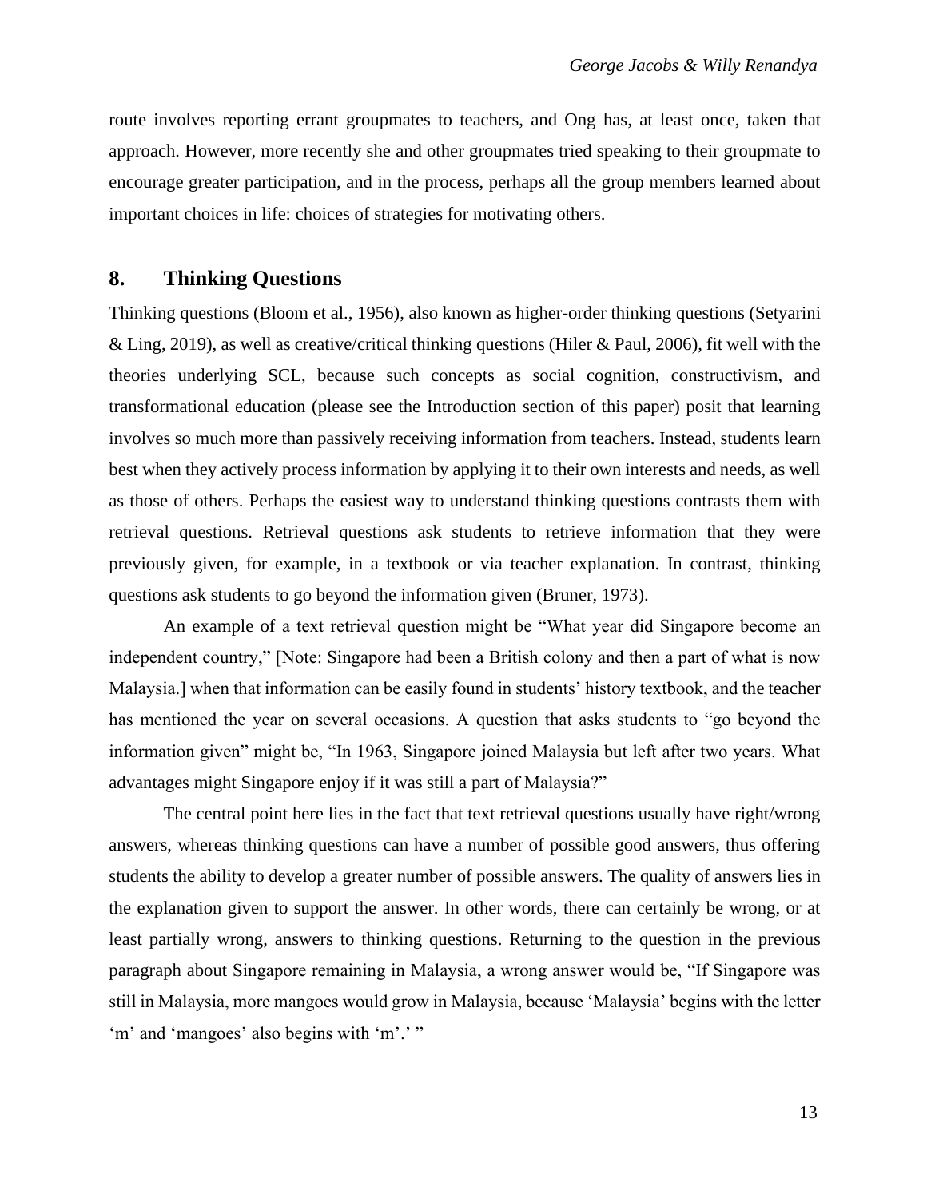route involves reporting errant groupmates to teachers, and Ong has, at least once, taken that approach. However, more recently she and other groupmates tried speaking to their groupmate to encourage greater participation, and in the process, perhaps all the group members learned about important choices in life: choices of strategies for motivating others.

## 8. Thinking Questions

Thinking questions (Bloom et al., 1956), also known as higher-order thinking questions (Setyarini & Ling, 2019), as well as creative/critical thinking questions (Hiler & Paul, 2006), fit well with the theories underlying SCL, because such concepts as social cognition, constructivism, and transformational education (please see the Introduction section of this paper) posit that learning involves so much more than passively receiving information from teachers. Instead, students learn best when they actively process information by applying it to their own interests and needs, as well as those of others. Perhaps the easiest way to understand thinking questions contrasts them with retrieval questions. Retrieval questions ask students to retrieve information that they were previously given, for example, in a textbook or via teacher explanation. In contrast, thinking questions ask students to go beyond the information given (Bruner, 1973).

An example of a text retrieval question might be "What year did Singapore become an independent country," [Note: Singapore had been a British colony and then a part of what is now Malaysia.] when that information can be easily found in students' history textbook, and the teacher has mentioned the year on several occasions. A question that asks students to "go beyond the information given" might be, "In 1963, Singapore joined Malaysia but left after two years. What advantages might Singapore enjoy if it was still a part of Malaysia?"

The central point here lies in the fact that text retrieval questions usually have right/wrong answers, whereas thinking questions can have a number of possible good answers, thus offering students the ability to develop a greater number of possible answers. The quality of answers lies in the explanation given to support the answer. In other words, there can certainly be wrong, or at least partially wrong, answers to thinking questions. Returning to the question in the previous paragraph about Singapore remaining in Malaysia, a wrong answer would be, "If Singapore was still in Malaysia, more mangoes would grow in Malaysia, because 'Malaysia' begins with the letter 'm' and 'mangoes' also begins with 'm'.' "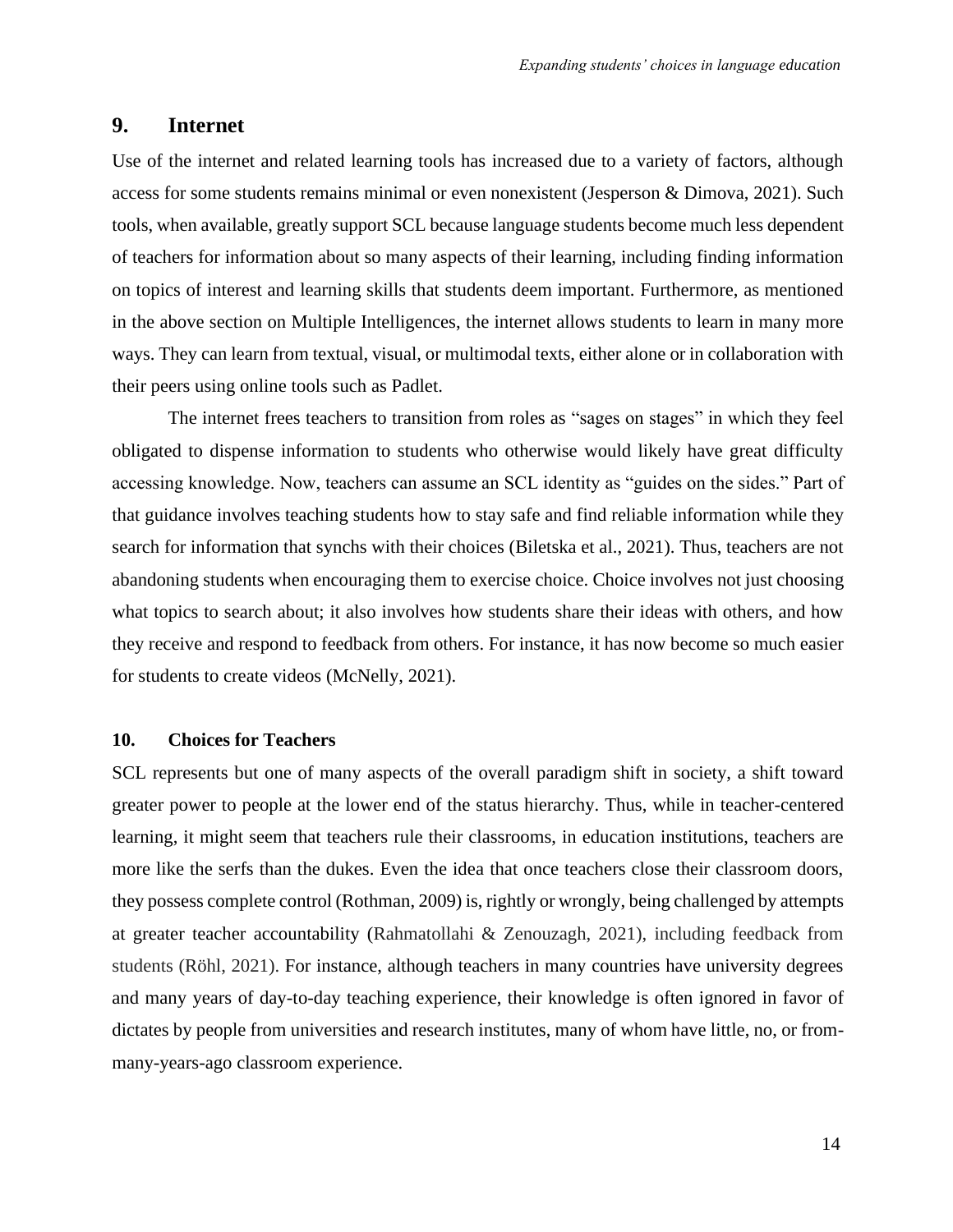## 9. Internet

Use of the internet and related learning tools has increased due to a variety of factors, although access for some students remains minimal or even nonexistent (Jesperson & Dimova, 2021). Such tools, when available, greatly support SCL because language students become much less dependent of teachers for information about so many aspects of their learning, including finding information on topics of interest and learning skills that students deem important. Furthermore, as mentioned in the above section on Multiple Intelligences, the internet allows students to learn in many more ways. They can learn from textual, visual, or multimodal texts, either alone or in collaboration with their peers using online tools such as Padlet.

The internet frees teachers to transition from roles as "sages on stages" in which they feel obligated to dispense information to students who otherwise would likely have great difficulty accessing knowledge. Now, teachers can assume an SCL identity as "guides on the sides." Part of that guidance involves teaching students how to stay safe and find reliable information while they search for information that synchs with their choices (Biletska et al., 2021). Thus, teachers are not abandoning students when encouraging them to exercise choice. Choice involves not just choosing what topics to search about; it also involves how students share their ideas with others, and how they receive and respond to feedback from others. For instance, it has now become so much easier for students to create videos (McNelly, 2021).

### 10. Choices for Teachers

SCL represents but one of many aspects of the overall paradigm shift in society, a shift toward greater power to people at the lower end of the status hierarchy. Thus, while in teacher-centered learning, it might seem that teachers rule their classrooms, in education institutions, teachers are more like the serfs than the dukes. Even the idea that once teachers close their classroom doors, they possess complete control (Rothman, 2009) is, rightly or wrongly, being challenged by attempts at greater teacher accountability (Rahmatollahi & Zenouzagh, 2021), including feedback from students (Röhl, 2021). For instance, although teachers in many countries have university degrees and many years of day-to-day teaching experience, their knowledge is often ignored in favor of dictates by people from universities and research institutes, many of whom have little, no, or from-many-years-ago classroom experience.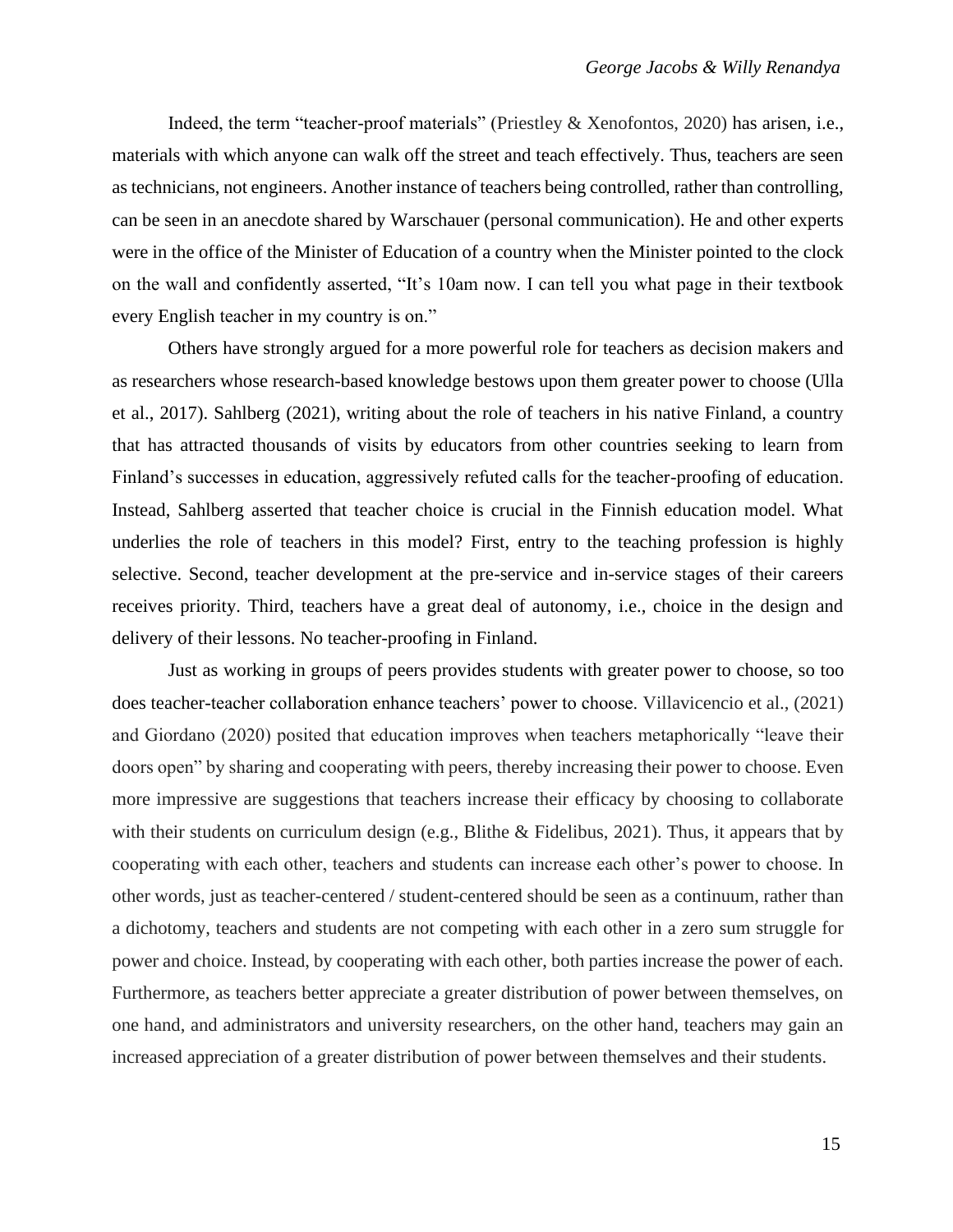Indeed, the term "teacher-proof materials" (Priestley & Xenofontos, 2020) has arisen, i.e., materials with which anyone can walk off the street and teach effectively. Thus, teachers are seen as technicians, not engineers. Another instance of teachers being controlled, rather than controlling, can be seen in an anecdote shared by Warschauer (personal communication). He and other experts were in the office of the Minister of Education of a country when the Minister pointed to the clock on the wall and confidently asserted, "It's 10am now. I can tell you what page in their textbook every English teacher in my country is on."

Others have strongly argued for a more powerful role for teachers as decision makers and as researchers whose research-based knowledge bestows upon them greater power to choose (Ulla et al., 2017). Sahlberg (2021), writing about the role of teachers in his native Finland, a country that has attracted thousands of visits by educators from other countries seeking to learn from Finland's successes in education, aggressively refuted calls for the teacher-proofing of education. Instead, Sahlberg asserted that teacher choice is crucial in the Finnish education model. What underlies the role of teachers in this model? First, entry to the teaching profession is highly selective. Second, teacher development at the pre-service and in-service stages of their careers receives priority. Third, teachers have a great deal of autonomy, i.e., choice in the design and delivery of their lessons. No teacher-proofing in Finland.

Just as working in groups of peers provides students with greater power to choose, so too does teacher-teacher collaboration enhance teachers' power to choose. Villavicencio et al., (2021) and Giordano (2020) posited that education improves when teachers metaphorically "leave their doors open" by sharing and cooperating with peers, thereby increasing their power to choose. Even more impressive are suggestions that teachers increase their efficacy by choosing to collaborate with their students on curriculum design (e.g., Blithe & Fidelibus, 2021). Thus, it appears that by cooperating with each other, teachers and students can increase each other's power to choose. In other words, just as teacher-centered / student-centered should be seen as a continuum, rather than a dichotomy, teachers and students are not competing with each other in a zero sum struggle for power and choice. Instead, by cooperating with each other, both parties increase the power of each. Furthermore, as teachers better appreciate a greater distribution of power between themselves, on one hand, and administrators and university researchers, on the other hand, teachers may gain an increased appreciation of a greater distribution of power between themselves and their students.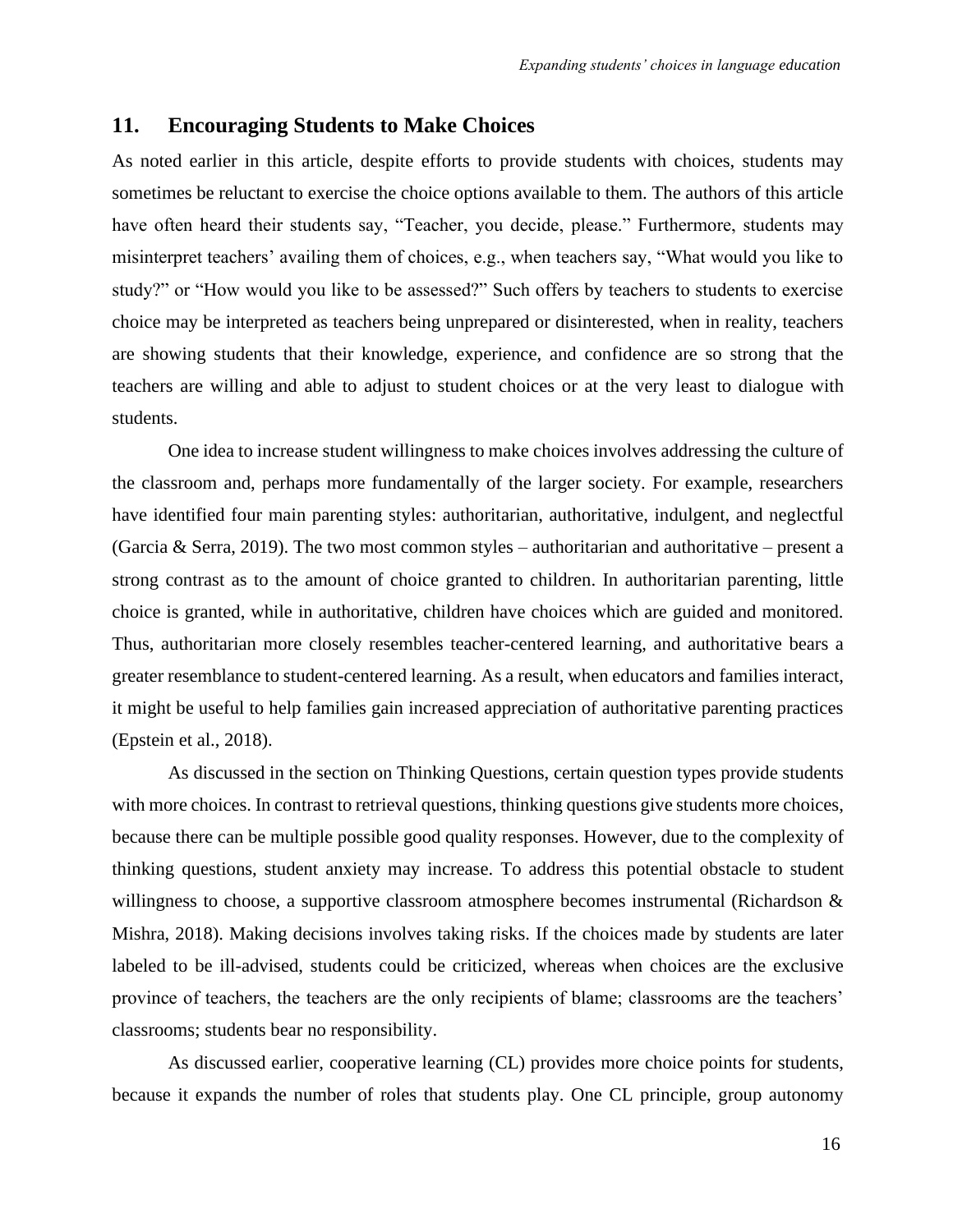## 11. Encouraging Students to Make Choices

As noted earlier in this article, despite efforts to provide students with choices, students may sometimes be reluctant to exercise the choice options available to them. The authors of this article have often heard their students say, "Teacher, you decide, please." Furthermore, students may misinterpret teachers' availing them of choices, e.g., when teachers say, "What would you like to study?" or "How would you like to be assessed?" Such offers by teachers to students to exercise choice may be interpreted as teachers being unprepared or disinterested, when in reality, teachers are showing students that their knowledge, experience, and confidence are so strong that the teachers are willing and able to adjust to student choices or at the very least to dialogue with students.

One idea to increase student willingness to make choices involves addressing the culture of the classroom and, perhaps more fundamentally of the larger society. For example, researchers have identified four main parenting styles: authoritarian, authoritative, indulgent, and neglectful (Garcia & Serra, 2019). The two most common styles – authoritarian and authoritative – present a strong contrast as to the amount of choice granted to children. In authoritarian parenting, little choice is granted, while in authoritative, children have choices which are guided and monitored. Thus, authoritarian more closely resembles teacher-centered learning, and authoritative bears a greater resemblance to student-centered learning. As a result, when educators and families interact, it might be useful to help families gain increased appreciation of authoritative parenting practices (Epstein et al., 2018).

As discussed in the section on Thinking Questions, certain question types provide students with more choices. In contrast to retrieval questions, thinking questions give students more choices, because there can be multiple possible good quality responses. However, due to the complexity of thinking questions, student anxiety may increase. To address this potential obstacle to student willingness to choose, a supportive classroom atmosphere becomes instrumental (Richardson & Mishra, 2018). Making decisions involves taking risks. If the choices made by students are later labeled to be ill-advised, students could be criticized, whereas when choices are the exclusive province of teachers, the teachers are the only recipients of blame; classrooms are the teachers' classrooms; students bear no responsibility.

As discussed earlier, cooperative learning (CL) provides more choice points for students, because it expands the number of roles that students play. One CL principle, group autonomy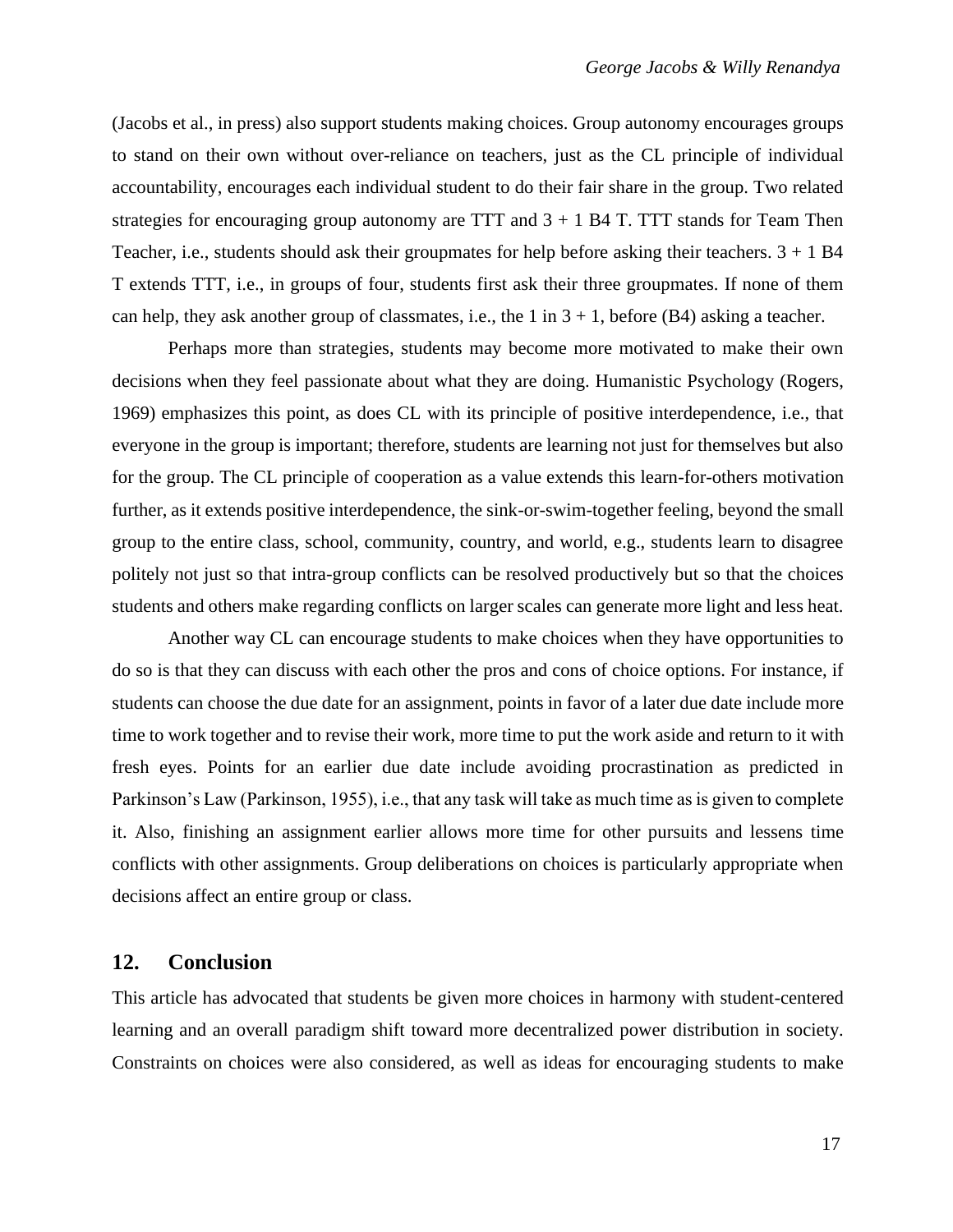(Jacobs et al., in press) also support students making choices. Group autonomy encourages groups to stand on their own without over-reliance on teachers, just as the CL principle of individual accountability, encourages each individual student to do their fair share in the group. Two related strategies for encouraging group autonomy are TTT and 3 + 1 B4 T. TTT stands for Team Then Teacher, i.e., students should ask their groupmates for help before asking their teachers. 3 + 1 B4 T extends TTT, i.e., in groups of four, students first ask their three groupmates. If none of them can help, they ask another group of classmates, i.e., the 1 in 3 + 1, before (B4) asking a teacher.

Perhaps more than strategies, students may become more motivated to make their own decisions when they feel passionate about what they are doing. Humanistic Psychology (Rogers, 1969) emphasizes this point, as does CL with its principle of positive interdependence, i.e., that everyone in the group is important; therefore, students are learning not just for themselves but also for the group. The CL principle of cooperation as a value extends this learn-for-others motivation further, as it extends positive interdependence, the sink-or-swim-together feeling, beyond the small group to the entire class, school, community, country, and world, e.g., students learn to disagree politely not just so that intra-group conflicts can be resolved productively but so that the choices students and others make regarding conflicts on larger scales can generate more light and less heat.

Another way CL can encourage students to make choices when they have opportunities to do so is that they can discuss with each other the pros and cons of choice options. For instance, if students can choose the due date for an assignment, points in favor of a later due date include more time to work together and to revise their work, more time to put the work aside and return to it with fresh eyes. Points for an earlier due date include avoiding procrastination as predicted in Parkinson's Law (Parkinson, 1955), i.e., that any task will take as much time as is given to complete it. Also, finishing an assignment earlier allows more time for other pursuits and lessens time conflicts with other assignments. Group deliberations on choices is particularly appropriate when decisions affect an entire group or class.

## 12. Conclusion

This article has advocated that students be given more choices in harmony with student-centered learning and an overall paradigm shift toward more decentralized power distribution in society. Constraints on choices were also considered, as well as ideas for encouraging students to make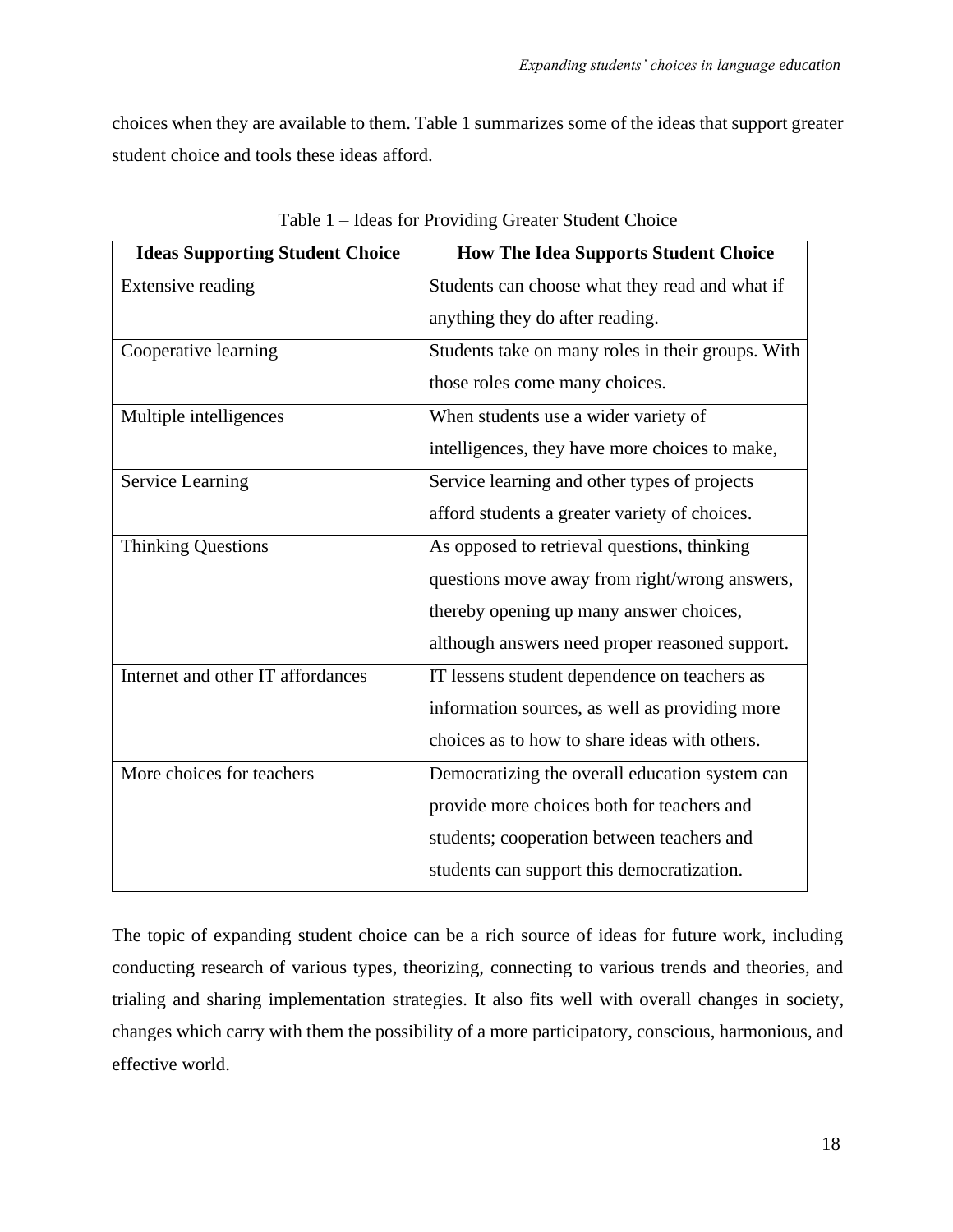choices when they are available to them. Table 1 summarizes some of the ideas that support greater student choice and tools these ideas afford.

Table 1 – Ideas for Providing Greater Student Choice

| Ideas Supporting Student Choice | How The Idea Supports Student Choice |
|---|---|
| Extensive reading | Students can choose what they read and what if anything they do after reading. |
| Cooperative learning | Students take on many roles in their groups. With those roles come many choices. |
| Multiple intelligences | When students use a wider variety of intelligences, they have more choices to make, |
| Service Learning | Service learning and other types of projects afford students a greater variety of choices. |
| Thinking Questions | As opposed to retrieval questions, thinking questions move away from right/wrong answers, thereby opening up many answer choices, although answers need proper reasoned support. |
| Internet and other IT affordances | IT lessens student dependence on teachers as information sources, as well as providing more choices as to how to share ideas with others. |
| More choices for teachers | Democratizing the overall education system can provide more choices both for teachers and students; cooperation between teachers and students can support this democratization. |

The topic of expanding student choice can be a rich source of ideas for future work, including conducting research of various types, theorizing, connecting to various trends and theories, and trialing and sharing implementation strategies. It also fits well with overall changes in society, changes which carry with them the possibility of a more participatory, conscious, harmonious, and effective world.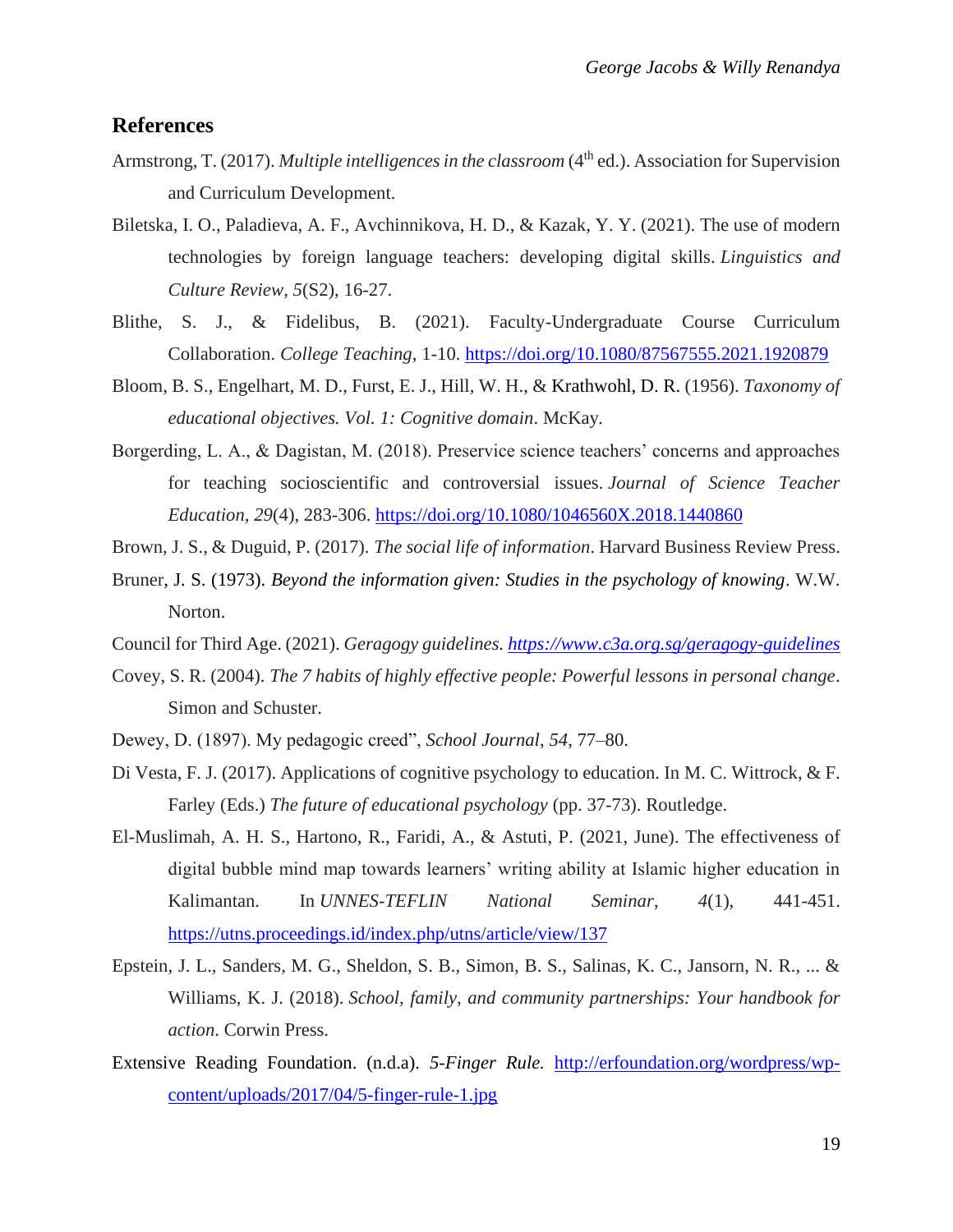## References

Armstrong, T. (2017). *Multiple intelligences in the classroom* (4th ed.). Association for Supervision and Curriculum Development.

Biletska, I. O., Paladieva, A. F., Avchinnikova, H. D., & Kazak, Y. Y. (2021). The use of modern technologies by foreign language teachers: developing digital skills. *Linguistics and Culture Review*, *5*(S2), 16-27.

Blithe, S. J., & Fidelibus, B. (2021). Faculty-Undergraduate Course Curriculum Collaboration. *College Teaching*, 1-10. https://doi.org/10.1080/87567555.2021.1920879

Bloom, B. S., Engelhart, M. D., Furst, E. J., Hill, W. H., & Krathwohl, D. R. (1956). *Taxonomy of educational objectives. Vol. 1: Cognitive domain*. McKay.

Borgerding, L. A., & Dagistan, M. (2018). Preservice science teachers' concerns and approaches for teaching socioscientific and controversial issues. *Journal of Science Teacher Education*, *29*(4), 283-306. https://doi.org/10.1080/1046560X.2018.1440860

Brown, J. S., & Duguid, P. (2017). *The social life of information*. Harvard Business Review Press.

Bruner, J. S. (1973). *Beyond the information given: Studies in the psychology of knowing*. W.W. Norton.

Council for Third Age. (2021). *Geragogy guidelines. https://www.c3a.org.sg/geragogy-guidelines*

Covey, S. R. (2004). *The 7 habits of highly effective people: Powerful lessons in personal change*. Simon and Schuster.

Dewey, D. (1897). My pedagogic creed", *School Journal*, *54*, 77–80.

Di Vesta, F. J. (2017). Applications of cognitive psychology to education. In M. C. Wittrock, & F. Farley (Eds.) *The future of educational psychology* (pp. 37-73). Routledge.

El-Muslimah, A. H. S., Hartono, R., Faridi, A., & Astuti, P. (2021, June). The effectiveness of digital bubble mind map towards learners' writing ability at Islamic higher education in Kalimantan. In *UNNES-TEFLIN National Seminar*, *4*(1), 441-451. https://utns.proceedings.id/index.php/utns/article/view/137

Epstein, J. L., Sanders, M. G., Sheldon, S. B., Simon, B. S., Salinas, K. C., Jansorn, N. R., ... & Williams, K. J. (2018). *School, family, and community partnerships: Your handbook for action*. Corwin Press.

Extensive Reading Foundation. (n.d.a). *5-Finger Rule.* http://erfoundation.org/wordpress/wp-content/uploads/2017/04/5-finger-rule-1.jpg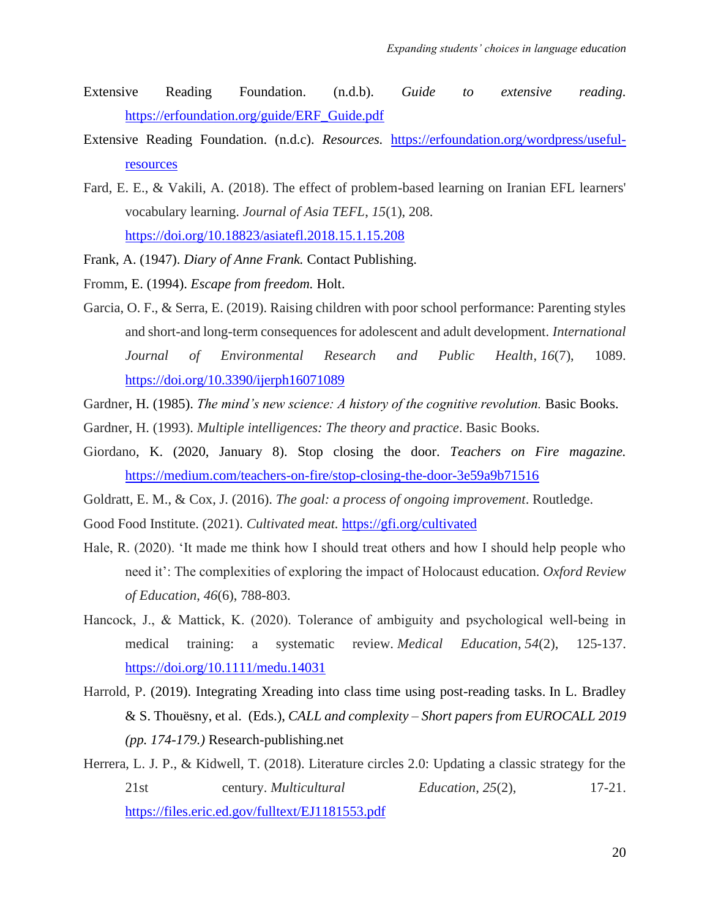Extensive Reading Foundation. (n.d.b). *Guide to extensive reading.* https://erfoundation.org/guide/ERF_Guide.pdf

Extensive Reading Foundation. (n.d.c). *Resources.* https://erfoundation.org/wordpress/useful-resources

Fard, E. E., & Vakili, A. (2018). The effect of problem-based learning on Iranian EFL learners' vocabulary learning. *Journal of Asia TEFL*, *15*(1), 208. https://doi.org/10.18823/asiatefl.2018.15.1.15.208

Frank, A. (1947). *Diary of Anne Frank.* Contact Publishing.

Fromm, E. (1994). *Escape from freedom.* Holt.

Garcia, O. F., & Serra, E. (2019). Raising children with poor school performance: Parenting styles and short-and long-term consequences for adolescent and adult development. *International Journal of Environmental Research and Public Health*, *16*(7), 1089. https://doi.org/10.3390/ijerph16071089

Gardner, H. (1985). *The mind's new science: A history of the cognitive revolution.* Basic Books.

Gardner, H. (1993). *Multiple intelligences: The theory and practice*. Basic Books.

Giordano, K. (2020, January 8). Stop closing the door. *Teachers on Fire magazine.* https://medium.com/teachers-on-fire/stop-closing-the-door-3e59a9b71516

Goldratt, E. M., & Cox, J. (2016). *The goal: a process of ongoing improvement*. Routledge.

Good Food Institute. (2021). *Cultivated meat.* https://gfi.org/cultivated

Hale, R. (2020). 'It made me think how I should treat others and how I should help people who need it': The complexities of exploring the impact of Holocaust education. *Oxford Review of Education*, *46*(6), 788-803.

Hancock, J., & Mattick, K. (2020). Tolerance of ambiguity and psychological well-being in medical training: a systematic review. *Medical Education*, *54*(2), 125-137. https://doi.org/10.1111/medu.14031

Harrold, P. (2019). Integrating Xreading into class time using post-reading tasks. In L. Bradley & S. Thouësny, et al. (Eds.), *CALL and complexity – Short papers from EUROCALL 2019 (pp. 174-179.)* Research-publishing.net

Herrera, L. J. P., & Kidwell, T. (2018). Literature circles 2.0: Updating a classic strategy for the 21st century. *Multicultural Education*, *25*(2), 17-21. https://files.eric.ed.gov/fulltext/EJ1181553.pdf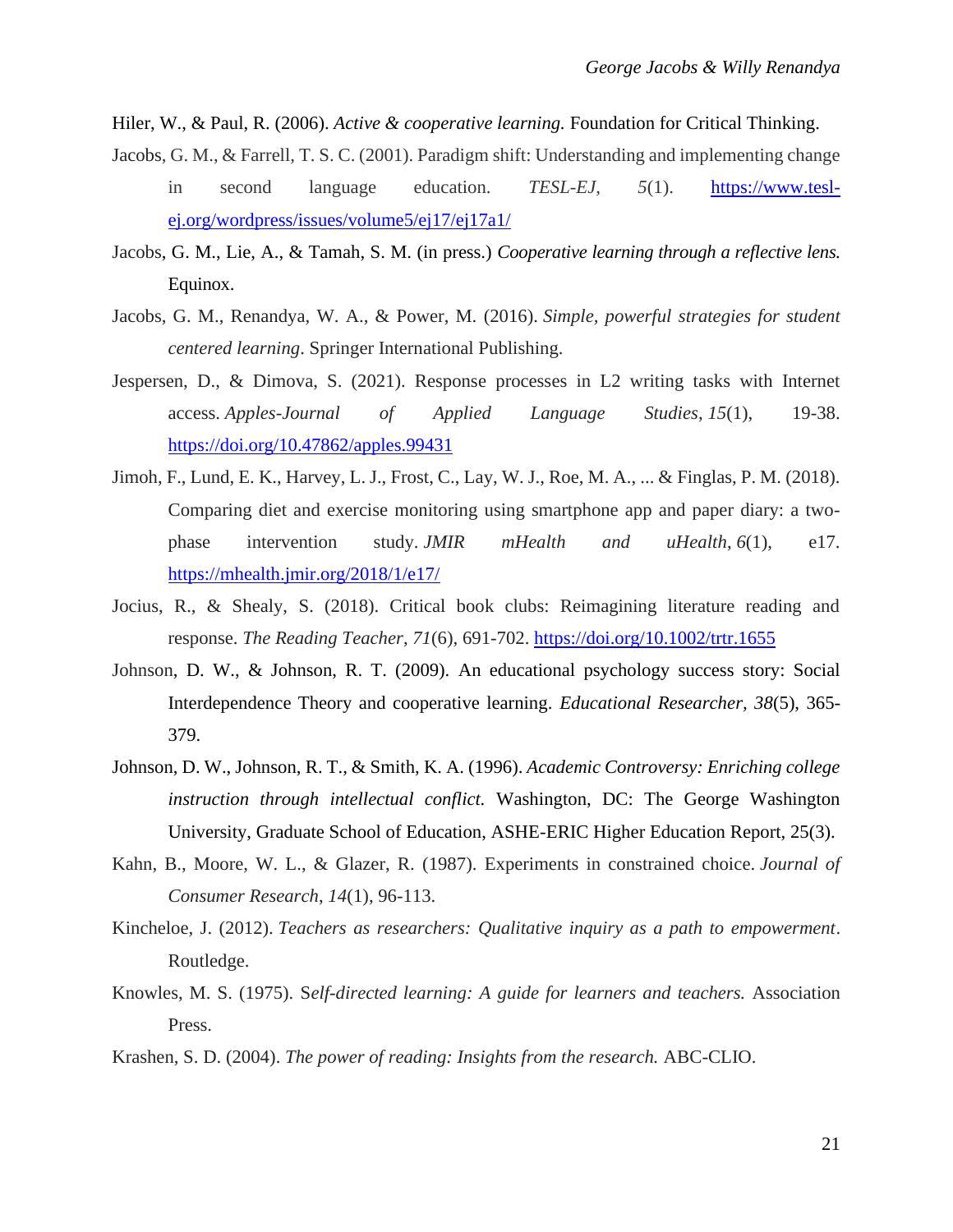Hiler, W., & Paul, R. (2006). *Active & cooperative learning.* Foundation for Critical Thinking.

Jacobs, G. M., & Farrell, T. S. C. (2001). Paradigm shift: Understanding and implementing change in second language education. *TESL-EJ*, *5*(1). https://www.tesl-ej.org/wordpress/issues/volume5/ej17/ej17a1/

Jacobs, G. M., Lie, A., & Tamah, S. M. (in press.) *Cooperative learning through a reflective lens.* Equinox.

Jacobs, G. M., Renandya, W. A., & Power, M. (2016). *Simple, powerful strategies for student centered learning*. Springer International Publishing.

Jespersen, D., & Dimova, S. (2021). Response processes in L2 writing tasks with Internet access. *Apples-Journal of Applied Language Studies*, *15*(1), 19-38. https://doi.org/10.47862/apples.99431

Jimoh, F., Lund, E. K., Harvey, L. J., Frost, C., Lay, W. J., Roe, M. A., ... & Finglas, P. M. (2018). Comparing diet and exercise monitoring using smartphone app and paper diary: a two-phase intervention study. *JMIR mHealth and uHealth*, *6*(1), e17. https://mhealth.jmir.org/2018/1/e17/

Jocius, R., & Shealy, S. (2018). Critical book clubs: Reimagining literature reading and response. *The Reading Teacher*, *71*(6), 691-702. https://doi.org/10.1002/trtr.1655

Johnson, D. W., & Johnson, R. T. (2009). An educational psychology success story: Social Interdependence Theory and cooperative learning. *Educational Researcher*, *38*(5), 365-379.

Johnson, D. W., Johnson, R. T., & Smith, K. A. (1996). *Academic Controversy: Enriching college instruction through intellectual conflict.* Washington, DC: The George Washington University, Graduate School of Education, ASHE-ERIC Higher Education Report, 25(3).

Kahn, B., Moore, W. L., & Glazer, R. (1987). Experiments in constrained choice. *Journal of Consumer Research*, *14*(1), 96-113.

Kincheloe, J. (2012). *Teachers as researchers: Qualitative inquiry as a path to empowerment*. Routledge.

Knowles, M. S. (1975). S*elf-directed learning: A guide for learners and teachers.* Association Press.

Krashen, S. D. (2004). *The power of reading: Insights from the research.* ABC-CLIO.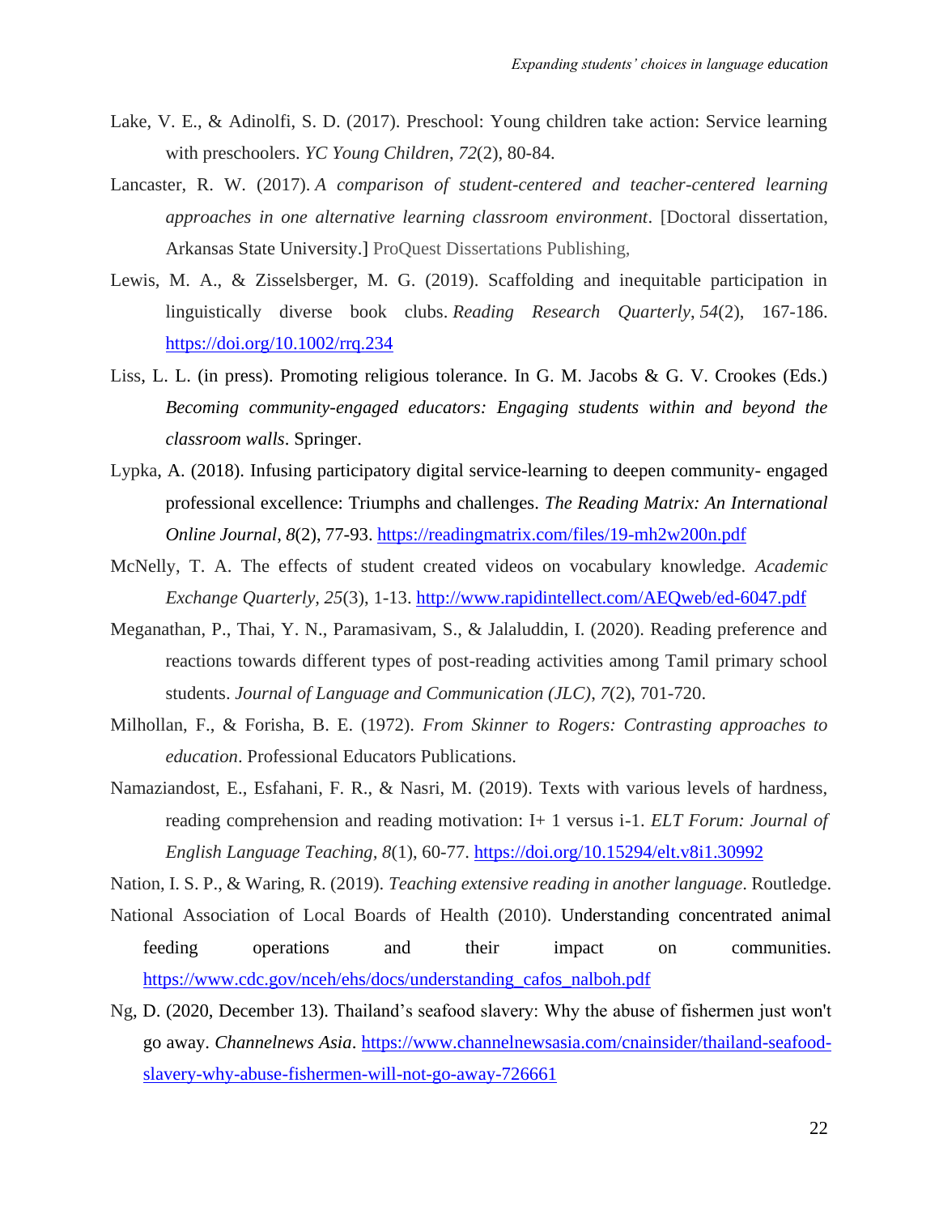Lake, V. E., & Adinolfi, S. D. (2017). Preschool: Young children take action: Service learning with preschoolers. *YC Young Children*, *72*(2), 80-84.

Lancaster, R. W. (2017). *A comparison of student-centered and teacher-centered learning approaches in one alternative learning classroom environment*. [Doctoral dissertation, Arkansas State University.] ProQuest Dissertations Publishing,

Lewis, M. A., & Zisselsberger, M. G. (2019). Scaffolding and inequitable participation in linguistically diverse book clubs. *Reading Research Quarterly*, *54*(2), 167-186. https://doi.org/10.1002/rrq.234

Liss, L. L. (in press). Promoting religious tolerance. In G. M. Jacobs & G. V. Crookes (Eds.) *Becoming community-engaged educators: Engaging students within and beyond the classroom walls*. Springer.

Lypka, A. (2018). Infusing participatory digital service-learning to deepen community- engaged professional excellence: Triumphs and challenges. *The Reading Matrix: An International Online Journal*, *8*(2), 77-93. https://readingmatrix.com/files/19-mh2w200n.pdf

McNelly, T. A. The effects of student created videos on vocabulary knowledge. *Academic Exchange Quarterly*, *25*(3), 1-13. http://www.rapidintellect.com/AEQweb/ed-6047.pdf

Meganathan, P., Thai, Y. N., Paramasivam, S., & Jalaluddin, I. (2020). Reading preference and reactions towards different types of post-reading activities among Tamil primary school students. *Journal of Language and Communication (JLC)*, *7*(2), 701-720.

Milhollan, F., & Forisha, B. E. (1972). *From Skinner to Rogers: Contrasting approaches to education*. Professional Educators Publications.

Namaziandost, E., Esfahani, F. R., & Nasri, M. (2019). Texts with various levels of hardness, reading comprehension and reading motivation: I+ 1 versus i-1. *ELT Forum: Journal of English Language Teaching*, *8*(1), 60-77. https://doi.org/10.15294/elt.v8i1.30992

Nation, I. S. P., & Waring, R. (2019). *Teaching extensive reading in another language*. Routledge.

National Association of Local Boards of Health (2010). Understanding concentrated animal feeding operations and their impact on communities. https://www.cdc.gov/nceh/ehs/docs/understanding_cafos_nalboh.pdf

Ng, D. (2020, December 13). Thailand's seafood slavery: Why the abuse of fishermen just won't go away. *Channelnews Asia*. https://www.channelnewsasia.com/cnainsider/thailand-seafood-slavery-why-abuse-fishermen-will-not-go-away-726661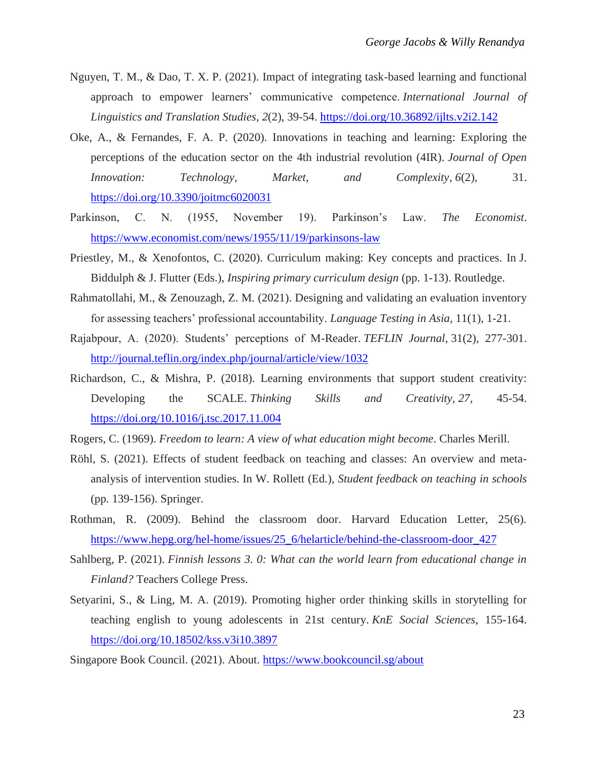Nguyen, T. M., & Dao, T. X. P. (2021). Impact of integrating task-based learning and functional approach to empower learners' communicative competence. *International Journal of Linguistics and Translation Studies*, *2*(2), 39-54. https://doi.org/10.36892/ijlts.v2i2.142

Oke, A., & Fernandes, F. A. P. (2020). Innovations in teaching and learning: Exploring the perceptions of the education sector on the 4th industrial revolution (4IR). *Journal of Open Innovation: Technology, Market, and Complexity*, *6*(2), 31. https://doi.org/10.3390/joitmc6020031

Parkinson, C. N. (1955, November 19). Parkinson's Law. *The Economist*. https://www.economist.com/news/1955/11/19/parkinsons-law

Priestley, M., & Xenofontos, C. (2020). Curriculum making: Key concepts and practices. In J. Biddulph & J. Flutter (Eds.), *Inspiring primary curriculum design* (pp. 1-13). Routledge.

Rahmatollahi, M., & Zenouzagh, Z. M. (2021). Designing and validating an evaluation inventory for assessing teachers' professional accountability. *Language Testing in Asia*, 11(1), 1-21.

Rajabpour, A. (2020). Students' perceptions of M-Reader. *TEFLIN Journal*, 31(2), 277-301. http://journal.teflin.org/index.php/journal/article/view/1032

Richardson, C., & Mishra, P. (2018). Learning environments that support student creativity: Developing the SCALE. *Thinking Skills and Creativity*, *27,* 45-54. https://doi.org/10.1016/j.tsc.2017.11.004

Rogers, C. (1969). *Freedom to learn: A view of what education might become*. Charles Merill.

Röhl, S. (2021). Effects of student feedback on teaching and classes: An overview and meta-analysis of intervention studies. In W. Rollett (Ed.), *Student feedback on teaching in schools* (pp. 139-156). Springer.

Rothman, R. (2009). Behind the classroom door. Harvard Education Letter, 25(6). https://www.hepg.org/hel-home/issues/25_6/helarticle/behind-the-classroom-door_427

Sahlberg, P. (2021). *Finnish lessons 3. 0: What can the world learn from educational change in Finland?* Teachers College Press.

Setyarini, S., & Ling, M. A. (2019). Promoting higher order thinking skills in storytelling for teaching english to young adolescents in 21st century. *KnE Social Sciences*, 155-164. https://doi.org/10.18502/kss.v3i10.3897

Singapore Book Council. (2021). About. https://www.bookcouncil.sg/about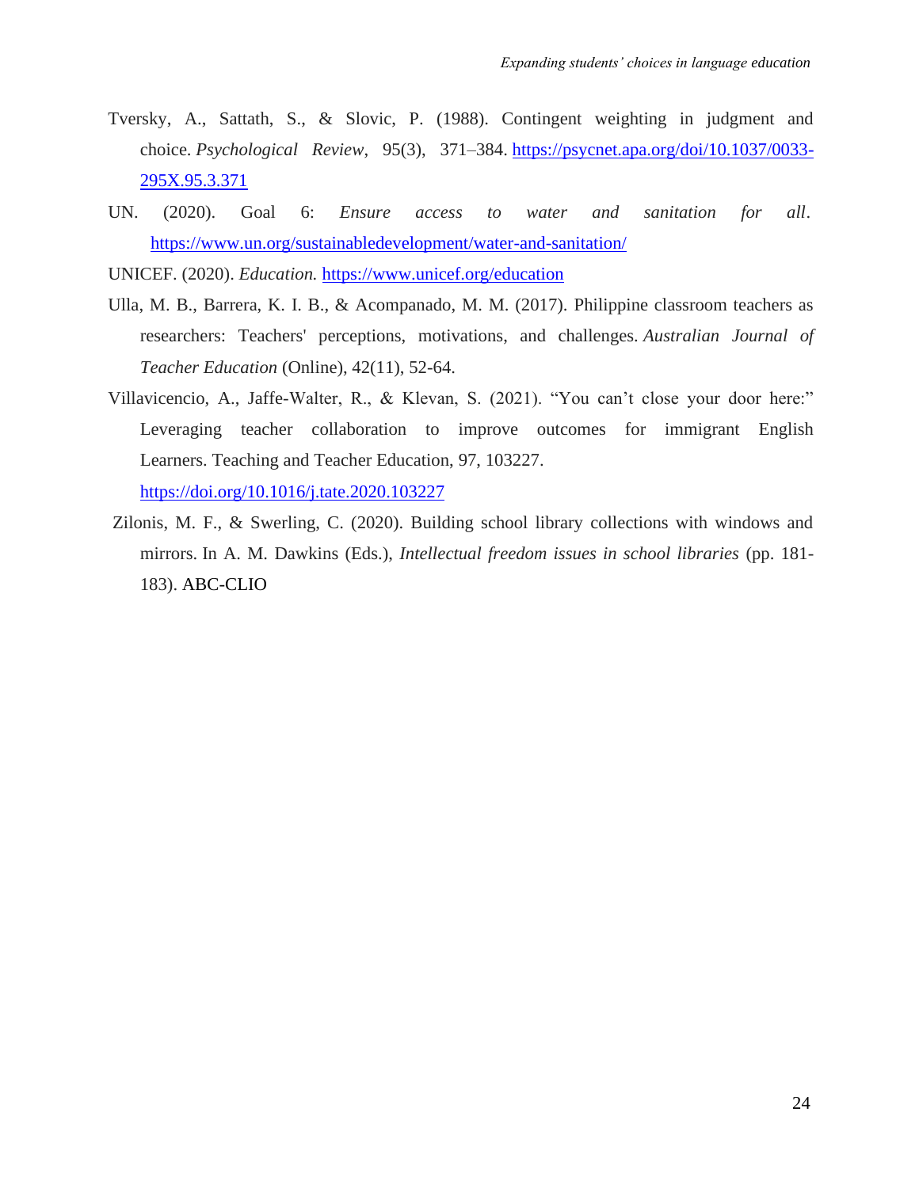Tversky, A., Sattath, S., & Slovic, P. (1988). Contingent weighting in judgment and choice. *Psychological Review*, 95(3), 371–384. https://psycnet.apa.org/doi/10.1037/0033-295X.95.3.371

UN. (2020). Goal 6: *Ensure access to water and sanitation for all*. https://www.un.org/sustainabledevelopment/water-and-sanitation/

UNICEF. (2020). *Education.* https://www.unicef.org/education

Ulla, M. B., Barrera, K. I. B., & Acompanado, M. M. (2017). Philippine classroom teachers as researchers: Teachers' perceptions, motivations, and challenges. *Australian Journal of Teacher Education* (Online), 42(11), 52-64.

Villavicencio, A., Jaffe-Walter, R., & Klevan, S. (2021). "You can't close your door here:" Leveraging teacher collaboration to improve outcomes for immigrant English Learners. Teaching and Teacher Education, 97, 103227. https://doi.org/10.1016/j.tate.2020.103227

Zilonis, M. F., & Swerling, C. (2020). Building school library collections with windows and mirrors. In A. M. Dawkins (Eds.), *Intellectual freedom issues in school libraries* (pp. 181-183). ABC-CLIO